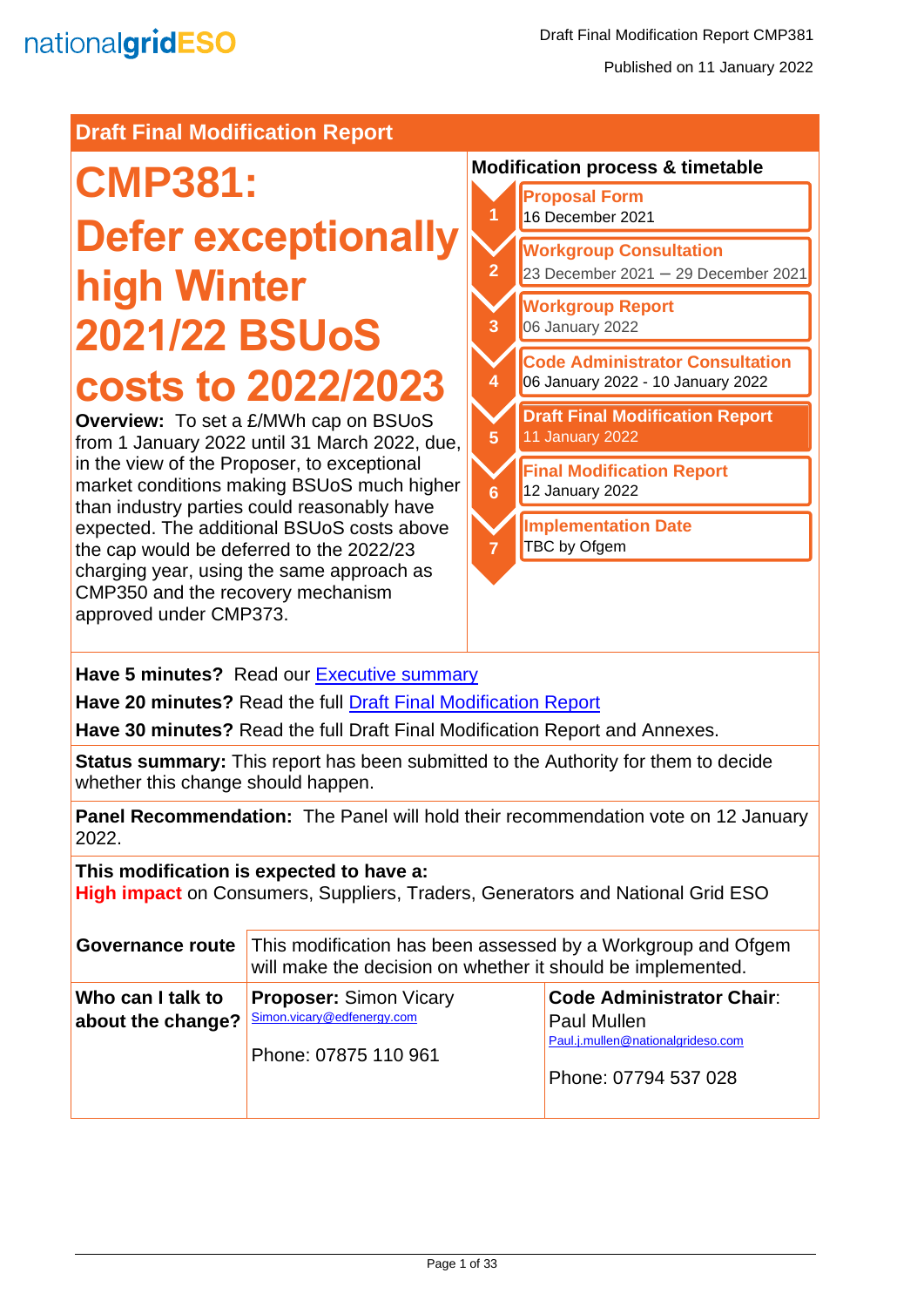## Draft Final Modification Report

# CMP381: Defer exceptionally high Winter 2021/22 BSUoS costs to 2022/2023

**Overview:** To set a £/MWh cap on BSUoS from 1 January 2022 until 31 March 2022, due, in the view of the Proposer, to exceptional market conditions making BSUoS much higher than industry parties could reasonably have expected. The additional BSUoS costs above the cap would be deferred to the 2022/23 charging year, using the same approach as CMP350 and the recovery mechanism approved under CMP373.

### Modification process & timetable

1. **Proposal Form** – 16 December 2021
2. **Workgroup Consultation** – 23 December 2021 – 29 December 2021
3. **Workgroup Report** – 06 January 2022
4. **Code Administrator Consultation** – 06 January 2022 - 10 January 2022
5. **Draft Final Modification Report** – 11 January 2022
6. **Final Modification Report** – 12 January 2022
7. **Implementation Date** – TBC by Ofgem

**Have 5 minutes?** Read our [Executive summary]

**Have 20 minutes?** Read the full [Draft Final Modification Report]

**Have 30 minutes?** Read the full Draft Final Modification Report and Annexes.

**Status summary:** This report has been submitted to the Authority for them to decide whether this change should happen.

**Panel Recommendation:** The Panel will hold their recommendation vote on 12 January 2022.

**This modification is expected to have a:**
**High impact** on Consumers, Suppliers, Traders, Generators and National Grid ESO

| | | |
|---|---|---|
| **Governance route** | This modification has been assessed by a Workgroup and Ofgem will make the decision on whether it should be implemented. | |
| **Who can I talk to about the change?** | **Proposer:** Simon Vicary<br>Simon.vicary@edfenergy.com<br><br>Phone: 07875 110 961 | **Code Administrator Chair:** Paul Mullen<br>Paul.j.mullen@nationalgrideso.com<br><br>Phone: 07794 537 028 |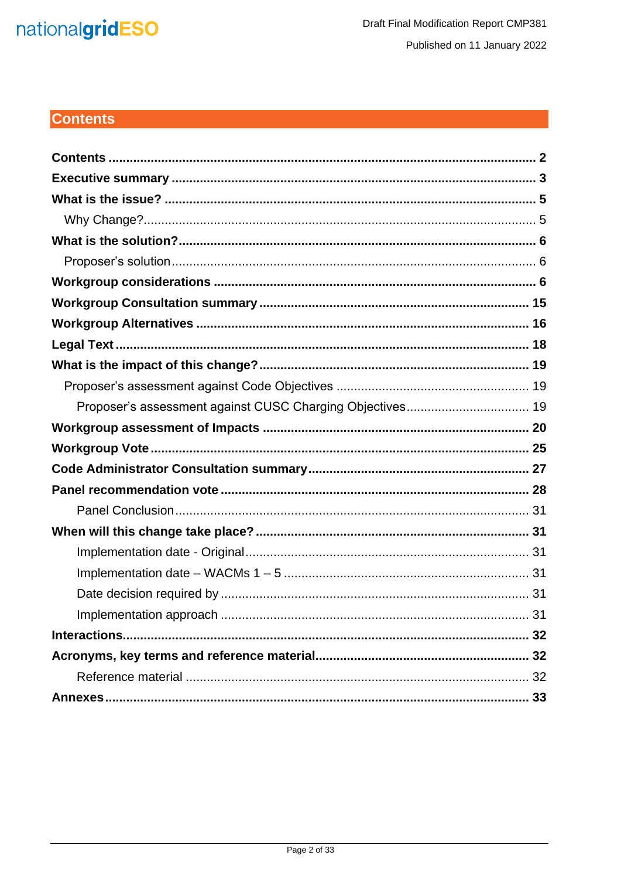## Contents

**Contents** .......... **2**
**Executive summary** .......... **3**
**What is the issue?** .......... **5**
  Why Change? .......... 5
**What is the solution?** .......... **6**
  Proposer's solution .......... 6
**Workgroup considerations** .......... **6**
**Workgroup Consultation summary** .......... **15**
**Workgroup Alternatives** .......... **16**
**Legal Text** .......... **18**
**What is the impact of this change?** .......... **19**
  Proposer's assessment against Code Objectives .......... 19
    Proposer's assessment against CUSC Charging Objectives .......... 19
**Workgroup assessment of Impacts** .......... **20**
**Workgroup Vote** .......... **25**
**Code Administrator Consultation summary** .......... **27**
**Panel recommendation vote** .......... **28**
    Panel Conclusion .......... 31
**When will this change take place?** .......... **31**
    Implementation date - Original .......... 31
    Implementation date – WACMs 1 – 5 .......... 31
    Date decision required by .......... 31
    Implementation approach .......... 31
**Interactions** .......... **32**
**Acronyms, key terms and reference material** .......... **32**
    Reference material .......... 32
**Annexes** .......... **33**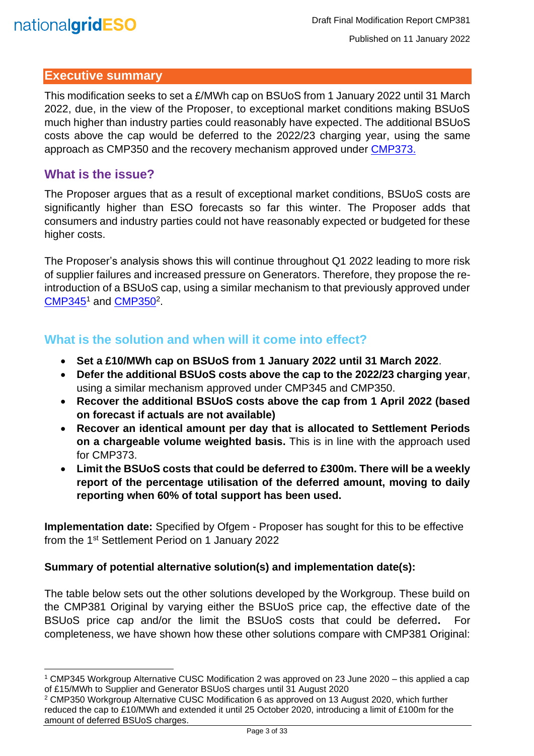## Executive summary

This modification seeks to set a £/MWh cap on BSUoS from 1 January 2022 until 31 March 2022, due, in the view of the Proposer, to exceptional market conditions making BSUoS much higher than industry parties could reasonably have expected. The additional BSUoS costs above the cap would be deferred to the 2022/23 charging year, using the same approach as CMP350 and the recovery mechanism approved under CMP373.

## What is the issue?

The Proposer argues that as a result of exceptional market conditions, BSUoS costs are significantly higher than ESO forecasts so far this winter. The Proposer adds that consumers and industry parties could not have reasonably expected or budgeted for these higher costs.

The Proposer's analysis shows this will continue throughout Q1 2022 leading to more risk of supplier failures and increased pressure on Generators. Therefore, they propose the re-introduction of a BSUoS cap, using a similar mechanism to that previously approved under CMP345[1] and CMP350[2].

## What is the solution and when will it come into effect?

- **Set a £10/MWh cap on BSUoS from 1 January 2022 until 31 March 2022**.
- **Defer the additional BSUoS costs above the cap to the 2022/23 charging year**, using a similar mechanism approved under CMP345 and CMP350.
- **Recover the additional BSUoS costs above the cap from 1 April 2022 (based on forecast if actuals are not available)**
- **Recover an identical amount per day that is allocated to Settlement Periods on a chargeable volume weighted basis.** This is in line with the approach used for CMP373.
- **Limit the BSUoS costs that could be deferred to £300m. There will be a weekly report of the percentage utilisation of the deferred amount, moving to daily reporting when 60% of total support has been used.**

**Implementation date:** Specified by Ofgem - Proposer has sought for this to be effective from the 1st Settlement Period on 1 January 2022

**Summary of potential alternative solution(s) and implementation date(s):**

The table below sets out the other solutions developed by the Workgroup. These build on the CMP381 Original by varying either the BSUoS price cap, the effective date of the BSUoS price cap and/or the limit the BSUoS costs that could be deferred. For completeness, we have shown how these other solutions compare with CMP381 Original:

[1] CMP345 Workgroup Alternative CUSC Modification 2 was approved on 23 June 2020 – this applied a cap of £15/MWh to Supplier and Generator BSUoS charges until 31 August 2020

[2] CMP350 Workgroup Alternative CUSC Modification 6 as approved on 13 August 2020, which further reduced the cap to £10/MWh and extended it until 25 October 2020, introducing a limit of £100m for the amount of deferred BSUoS charges.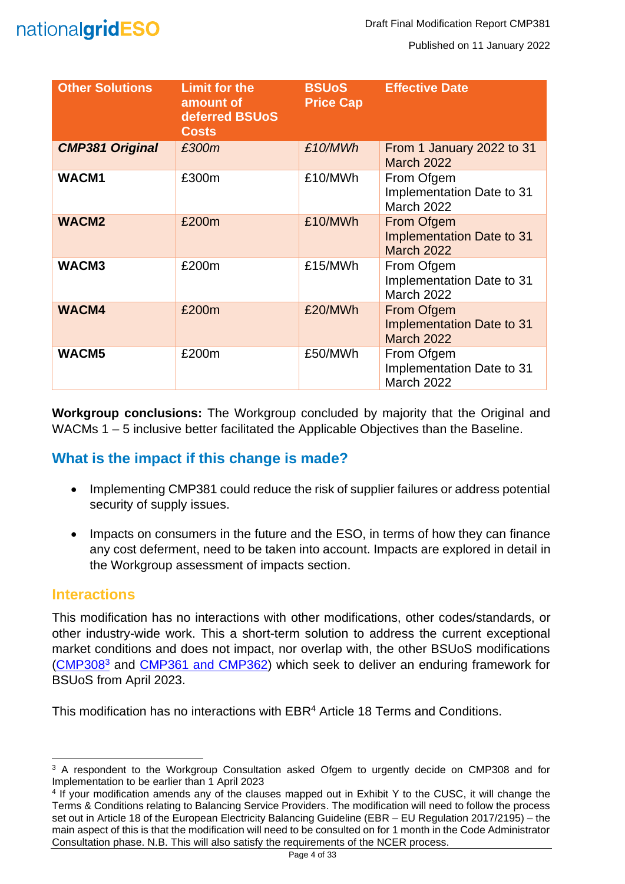| Other Solutions | Limit for the amount of deferred BSUoS Costs | BSUoS Price Cap | Effective Date |
|---|---|---|---|
| ***CMP381 Original*** | *£300m* | *£10/MWh* | From 1 January 2022 to 31 March 2022 |
| **WACM1** | £300m | £10/MWh | From Ofgem Implementation Date to 31 March 2022 |
| **WACM2** | £200m | £10/MWh | From Ofgem Implementation Date to 31 March 2022 |
| **WACM3** | £200m | £15/MWh | From Ofgem Implementation Date to 31 March 2022 |
| **WACM4** | £200m | £20/MWh | From Ofgem Implementation Date to 31 March 2022 |
| **WACM5** | £200m | £50/MWh | From Ofgem Implementation Date to 31 March 2022 |

**Workgroup conclusions:** The Workgroup concluded by majority that the Original and WACMs 1 – 5 inclusive better facilitated the Applicable Objectives than the Baseline.

## What is the impact if this change is made?

- Implementing CMP381 could reduce the risk of supplier failures or address potential security of supply issues.
- Impacts on consumers in the future and the ESO, in terms of how they can finance any cost deferment, need to be taken into account. Impacts are explored in detail in the Workgroup assessment of impacts section.

## Interactions

This modification has no interactions with other modifications, other codes/standards, or other industry-wide work. This a short-term solution to address the current exceptional market conditions and does not impact, nor overlap with, the other BSUoS modifications (CMP308[3] and CMP361 and CMP362) which seek to deliver an enduring framework for BSUoS from April 2023.

This modification has no interactions with EBR[4] Article 18 Terms and Conditions.

---

[3] A respondent to the Workgroup Consultation asked Ofgem to urgently decide on CMP308 and for Implementation to be earlier than 1 April 2023

[4] If your modification amends any of the clauses mapped out in Exhibit Y to the CUSC, it will change the Terms & Conditions relating to Balancing Service Providers. The modification will need to follow the process set out in Article 18 of the European Electricity Balancing Guideline (EBR – EU Regulation 2017/2195) – the main aspect of this is that the modification will need to be consulted on for 1 month in the Code Administrator Consultation phase. N.B. This will also satisfy the requirements of the NCER process.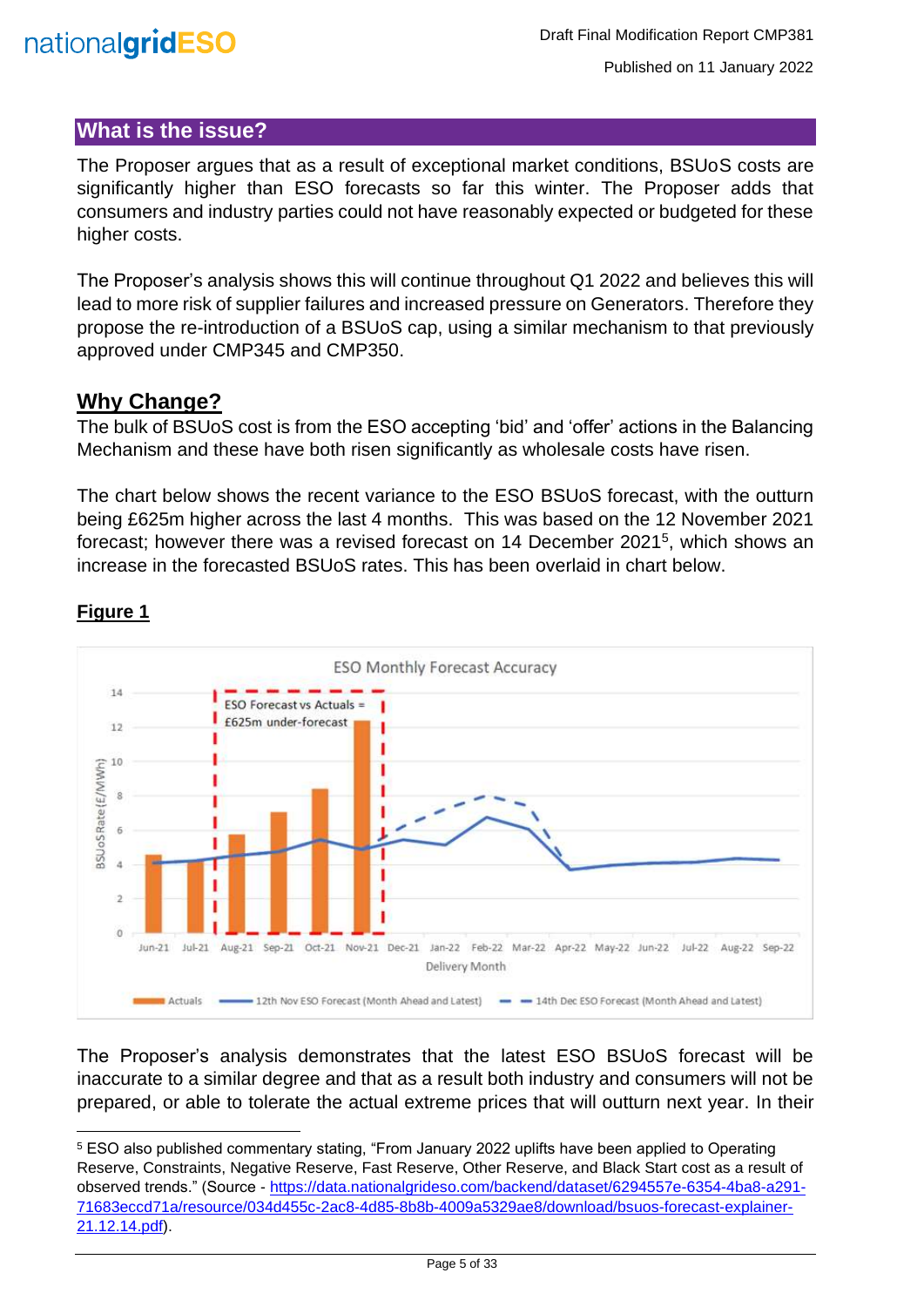## What is the issue?

The Proposer argues that as a result of exceptional market conditions, BSUoS costs are significantly higher than ESO forecasts so far this winter. The Proposer adds that consumers and industry parties could not have reasonably expected or budgeted for these higher costs.

The Proposer's analysis shows this will continue throughout Q1 2022 and believes this will lead to more risk of supplier failures and increased pressure on Generators. Therefore they propose the re-introduction of a BSUoS cap, using a similar mechanism to that previously approved under CMP345 and CMP350.

## Why Change?

The bulk of BSUoS cost is from the ESO accepting 'bid' and 'offer' actions in the Balancing Mechanism and these have both risen significantly as wholesale costs have risen.

The chart below shows the recent variance to the ESO BSUoS forecast, with the outturn being £625m higher across the last 4 months. This was based on the 12 November 2021 forecast; however there was a revised forecast on 14 December 2021[5], which shows an increase in the forecasted BSUoS rates. This has been overlaid in chart below.

**Figure 1**

ESO Monthly Forecast Accuracy

ESO Forecast vs Actuals = £625m under-forecast

Legend: Actuals; 12th Nov ESO Forecast (Month Ahead and Latest); 14th Dec ESO Forecast (Month Ahead and Latest)

The Proposer's analysis demonstrates that the latest ESO BSUoS forecast will be inaccurate to a similar degree and that as a result both industry and consumers will not be prepared, or able to tolerate the actual extreme prices that will outturn next year. In their

[5] ESO also published commentary stating, "From January 2022 uplifts have been applied to Operating Reserve, Constraints, Negative Reserve, Fast Reserve, Other Reserve, and Black Start cost as a result of observed trends." (Source - https://data.nationalgrideso.com/backend/dataset/6294557e-6354-4ba8-a291-71683eccd71a/resource/034d455c-2ac8-4d85-8b8b-4009a5329ae8/download/bsuos-forecast-explainer-21.12.14.pdf).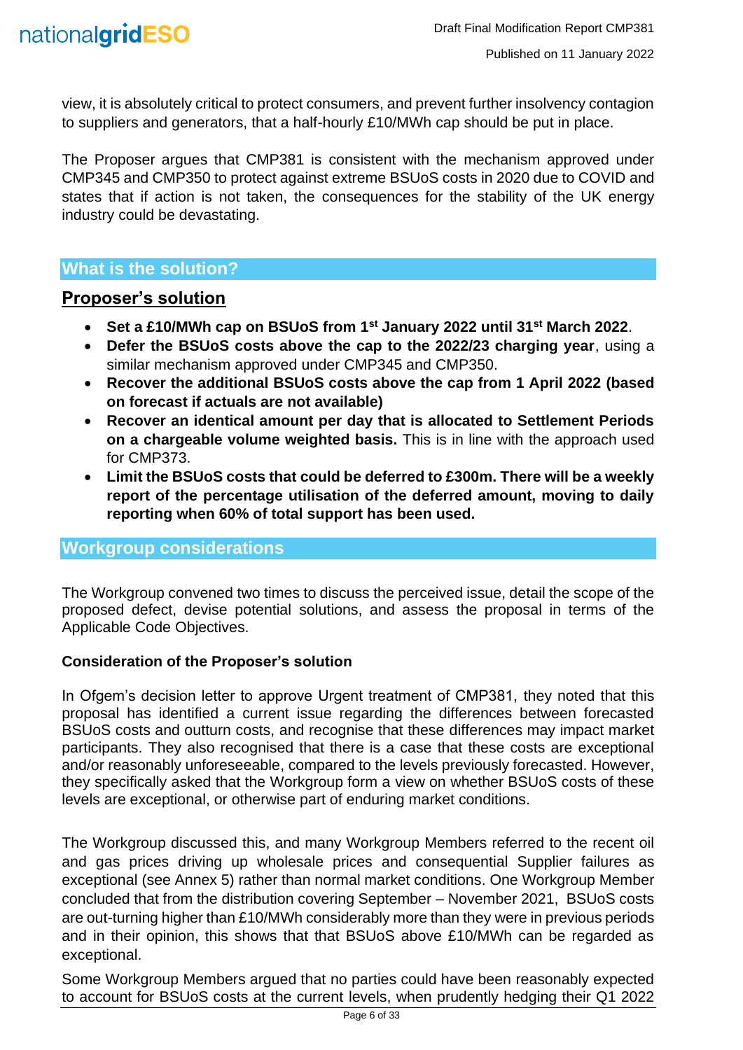view, it is absolutely critical to protect consumers, and prevent further insolvency contagion to suppliers and generators, that a half-hourly £10/MWh cap should be put in place.

The Proposer argues that CMP381 is consistent with the mechanism approved under CMP345 and CMP350 to protect against extreme BSUoS costs in 2020 due to COVID and states that if action is not taken, the consequences for the stability of the UK energy industry could be devastating.

## What is the solution?

### Proposer's solution

- **Set a £10/MWh cap on BSUoS from 1st January 2022 until 31st March 2022**.
- **Defer the BSUoS costs above the cap to the 2022/23 charging year**, using a similar mechanism approved under CMP345 and CMP350.
- **Recover the additional BSUoS costs above the cap from 1 April 2022 (based on forecast if actuals are not available)**
- **Recover an identical amount per day that is allocated to Settlement Periods on a chargeable volume weighted basis.** This is in line with the approach used for CMP373.
- **Limit the BSUoS costs that could be deferred to £300m. There will be a weekly report of the percentage utilisation of the deferred amount, moving to daily reporting when 60% of total support has been used.**

## Workgroup considerations

The Workgroup convened two times to discuss the perceived issue, detail the scope of the proposed defect, devise potential solutions, and assess the proposal in terms of the Applicable Code Objectives.

**Consideration of the Proposer's solution**

In Ofgem's decision letter to approve Urgent treatment of CMP381, they noted that this proposal has identified a current issue regarding the differences between forecasted BSUoS costs and outturn costs, and recognise that these differences may impact market participants. They also recognised that there is a case that these costs are exceptional and/or reasonably unforeseeable, compared to the levels previously forecasted. However, they specifically asked that the Workgroup form a view on whether BSUoS costs of these levels are exceptional, or otherwise part of enduring market conditions.

The Workgroup discussed this, and many Workgroup Members referred to the recent oil and gas prices driving up wholesale prices and consequential Supplier failures as exceptional (see Annex 5) rather than normal market conditions. One Workgroup Member concluded that from the distribution covering September – November 2021, BSUoS costs are out-turning higher than £10/MWh considerably more than they were in previous periods and in their opinion, this shows that that BSUoS above £10/MWh can be regarded as exceptional.

Some Workgroup Members argued that no parties could have been reasonably expected to account for BSUoS costs at the current levels, when prudently hedging their Q1 2022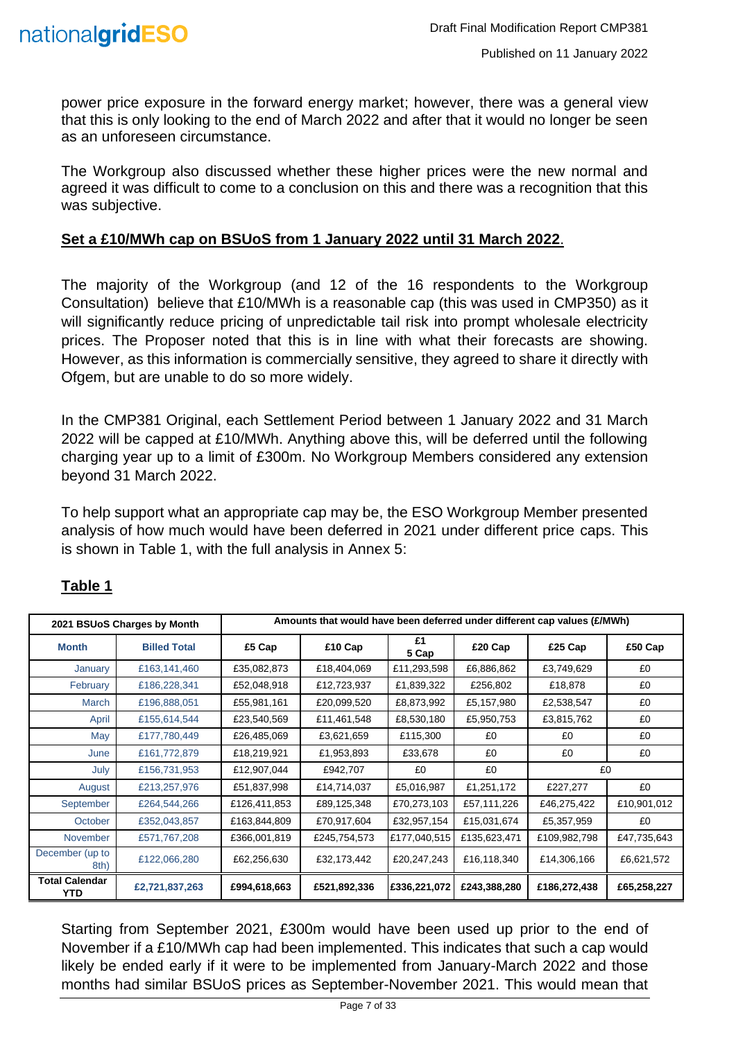power price exposure in the forward energy market; however, there was a general view that this is only looking to the end of March 2022 and after that it would no longer be seen as an unforeseen circumstance.

The Workgroup also discussed whether these higher prices were the new normal and agreed it was difficult to come to a conclusion on this and there was a recognition that this was subjective.

**Set a £10/MWh cap on BSUoS from 1 January 2022 until 31 March 2022**.

The majority of the Workgroup (and 12 of the 16 respondents to the Workgroup Consultation) believe that £10/MWh is a reasonable cap (this was used in CMP350) as it will significantly reduce pricing of unpredictable tail risk into prompt wholesale electricity prices. The Proposer noted that this is in line with what their forecasts are showing. However, as this information is commercially sensitive, they agreed to share it directly with Ofgem, but are unable to do so more widely.

In the CMP381 Original, each Settlement Period between 1 January 2022 and 31 March 2022 will be capped at £10/MWh. Anything above this, will be deferred until the following charging year up to a limit of £300m. No Workgroup Members considered any extension beyond 31 March 2022.

To help support what an appropriate cap may be, the ESO Workgroup Member presented analysis of how much would have been deferred in 2021 under different price caps. This is shown in Table 1, with the full analysis in Annex 5:

**Table 1**

| 2021 BSUoS Charges by Month | | Amounts that would have been deferred under different cap values (£/MWh) | | | | | |
|---|---|---|---|---|---|---|---|
| **Month** | **Billed Total** | **£5 Cap** | **£10 Cap** | **£15 Cap** | **£20 Cap** | **£25 Cap** | **£50 Cap** |
| January | £163,141,460 | £35,082,873 | £18,404,069 | £11,293,598 | £6,886,862 | £3,749,629 | £0 |
| February | £186,228,341 | £52,048,918 | £12,723,937 | £1,839,322 | £256,802 | £18,878 | £0 |
| March | £196,888,051 | £55,981,161 | £20,099,520 | £8,873,992 | £5,157,980 | £2,538,547 | £0 |
| April | £155,614,544 | £23,540,569 | £11,461,548 | £8,530,180 | £5,950,753 | £3,815,762 | £0 |
| May | £177,780,449 | £26,485,069 | £3,621,659 | £115,300 | £0 | £0 | £0 |
| June | £161,772,879 | £18,219,921 | £1,953,893 | £33,678 | £0 | £0 | £0 |
| July | £156,731,953 | £12,907,044 | £942,707 | £0 | £0 | £0 | |
| August | £213,257,976 | £51,837,998 | £14,714,037 | £5,016,987 | £1,251,172 | £227,277 | £0 |
| September | £264,544,266 | £126,411,853 | £89,125,348 | £70,273,103 | £57,111,226 | £46,275,422 | £10,901,012 |
| October | £352,043,857 | £163,844,809 | £70,917,604 | £32,957,154 | £15,031,674 | £5,357,959 | £0 |
| November | £571,767,208 | £366,001,819 | £245,754,573 | £177,040,515 | £135,623,471 | £109,982,798 | £47,735,643 |
| December (up to 8th) | £122,066,280 | £62,256,630 | £32,173,442 | £20,247,243 | £16,118,340 | £14,306,166 | £6,621,572 |
| **Total Calendar YTD** | **£2,721,837,263** | **£994,618,663** | **£521,892,336** | **£336,221,072** | **£243,388,280** | **£186,272,438** | **£65,258,227** |

Starting from September 2021, £300m would have been used up prior to the end of November if a £10/MWh cap had been implemented. This indicates that such a cap would likely be ended early if it were to be implemented from January-March 2022 and those months had similar BSUoS prices as September-November 2021. This would mean that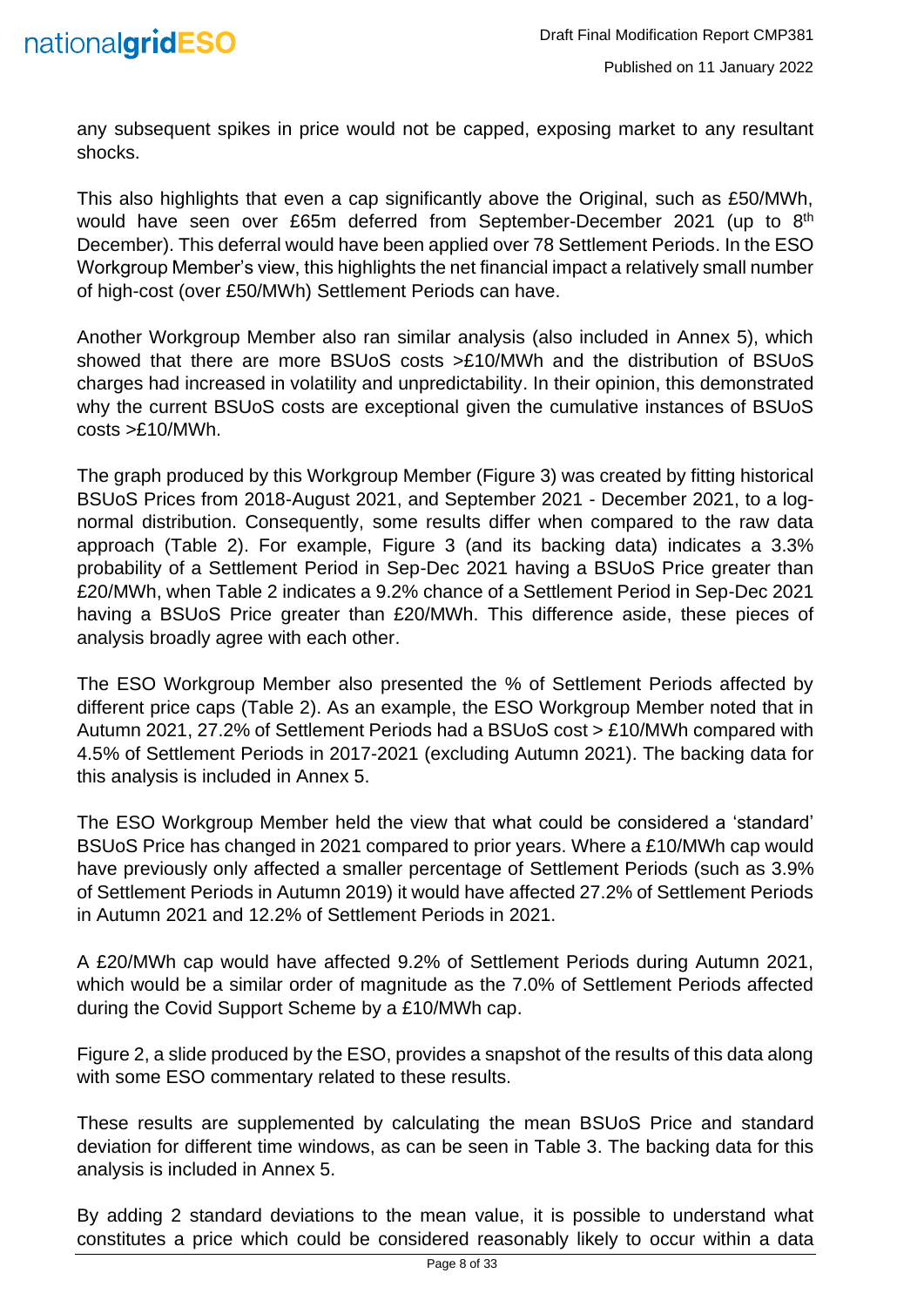any subsequent spikes in price would not be capped, exposing market to any resultant shocks.

This also highlights that even a cap significantly above the Original, such as £50/MWh, would have seen over £65m deferred from September-December 2021 (up to 8th December). This deferral would have been applied over 78 Settlement Periods. In the ESO Workgroup Member's view, this highlights the net financial impact a relatively small number of high-cost (over £50/MWh) Settlement Periods can have.

Another Workgroup Member also ran similar analysis (also included in Annex 5), which showed that there are more BSUoS costs >£10/MWh and the distribution of BSUoS charges had increased in volatility and unpredictability. In their opinion, this demonstrated why the current BSUoS costs are exceptional given the cumulative instances of BSUoS costs >£10/MWh.

The graph produced by this Workgroup Member (Figure 3) was created by fitting historical BSUoS Prices from 2018-August 2021, and September 2021 - December 2021, to a log-normal distribution. Consequently, some results differ when compared to the raw data approach (Table 2). For example, Figure 3 (and its backing data) indicates a 3.3% probability of a Settlement Period in Sep-Dec 2021 having a BSUoS Price greater than £20/MWh, when Table 2 indicates a 9.2% chance of a Settlement Period in Sep-Dec 2021 having a BSUoS Price greater than £20/MWh. This difference aside, these pieces of analysis broadly agree with each other.

The ESO Workgroup Member also presented the % of Settlement Periods affected by different price caps (Table 2). As an example, the ESO Workgroup Member noted that in Autumn 2021, 27.2% of Settlement Periods had a BSUoS cost > £10/MWh compared with 4.5% of Settlement Periods in 2017-2021 (excluding Autumn 2021). The backing data for this analysis is included in Annex 5.

The ESO Workgroup Member held the view that what could be considered a 'standard' BSUoS Price has changed in 2021 compared to prior years. Where a £10/MWh cap would have previously only affected a smaller percentage of Settlement Periods (such as 3.9% of Settlement Periods in Autumn 2019) it would have affected 27.2% of Settlement Periods in Autumn 2021 and 12.2% of Settlement Periods in 2021.

A £20/MWh cap would have affected 9.2% of Settlement Periods during Autumn 2021, which would be a similar order of magnitude as the 7.0% of Settlement Periods affected during the Covid Support Scheme by a £10/MWh cap.

Figure 2, a slide produced by the ESO, provides a snapshot of the results of this data along with some ESO commentary related to these results.

These results are supplemented by calculating the mean BSUoS Price and standard deviation for different time windows, as can be seen in Table 3. The backing data for this analysis is included in Annex 5.

By adding 2 standard deviations to the mean value, it is possible to understand what constitutes a price which could be considered reasonably likely to occur within a data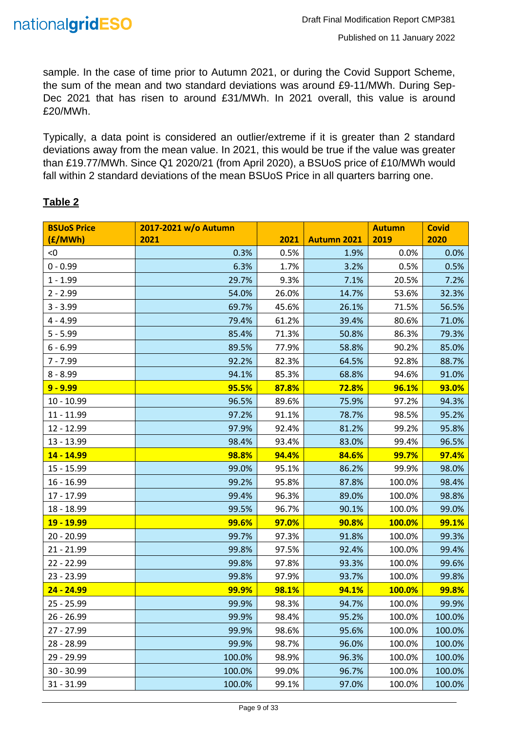sample. In the case of time prior to Autumn 2021, or during the Covid Support Scheme, the sum of the mean and two standard deviations was around £9-11/MWh. During Sep-Dec 2021 that has risen to around £31/MWh. In 2021 overall, this value is around £20/MWh.

Typically, a data point is considered an outlier/extreme if it is greater than 2 standard deviations away from the mean value. In 2021, this would be true if the value was greater than £19.77/MWh. Since Q1 2020/21 (from April 2020), a BSUoS price of £10/MWh would fall within 2 standard deviations of the mean BSUoS Price in all quarters barring one.

**Table 2**

| BSUoS Price (£/MWh) | 2017-2021 w/o Autumn 2021 | 2021 | Autumn 2021 | Autumn 2019 | Covid 2020 |
|---|---|---|---|---|---|
| <0 | 0.3% | 0.5% | 1.9% | 0.0% | 0.0% |
| 0 - 0.99 | 6.3% | 1.7% | 3.2% | 0.5% | 0.5% |
| 1 - 1.99 | 29.7% | 9.3% | 7.1% | 20.5% | 7.2% |
| 2 - 2.99 | 54.0% | 26.0% | 14.7% | 53.6% | 32.3% |
| 3 - 3.99 | 69.7% | 45.6% | 26.1% | 71.5% | 56.5% |
| 4 - 4.99 | 79.4% | 61.2% | 39.4% | 80.6% | 71.0% |
| 5 - 5.99 | 85.4% | 71.3% | 50.8% | 86.3% | 79.3% |
| 6 - 6.99 | 89.5% | 77.9% | 58.8% | 90.2% | 85.0% |
| 7 - 7.99 | 92.2% | 82.3% | 64.5% | 92.8% | 88.7% |
| 8 - 8.99 | 94.1% | 85.3% | 68.8% | 94.6% | 91.0% |
| **9 - 9.99** | **95.5%** | **87.8%** | **72.8%** | **96.1%** | **93.0%** |
| 10 - 10.99 | 96.5% | 89.6% | 75.9% | 97.2% | 94.3% |
| 11 - 11.99 | 97.2% | 91.1% | 78.7% | 98.5% | 95.2% |
| 12 - 12.99 | 97.9% | 92.4% | 81.2% | 99.2% | 95.8% |
| 13 - 13.99 | 98.4% | 93.4% | 83.0% | 99.4% | 96.5% |
| **14 - 14.99** | **98.8%** | **94.4%** | **84.6%** | **99.7%** | **97.4%** |
| 15 - 15.99 | 99.0% | 95.1% | 86.2% | 99.9% | 98.0% |
| 16 - 16.99 | 99.2% | 95.8% | 87.8% | 100.0% | 98.4% |
| 17 - 17.99 | 99.4% | 96.3% | 89.0% | 100.0% | 98.8% |
| 18 - 18.99 | 99.5% | 96.7% | 90.1% | 100.0% | 99.0% |
| **19 - 19.99** | **99.6%** | **97.0%** | **90.8%** | **100.0%** | **99.1%** |
| 20 - 20.99 | 99.7% | 97.3% | 91.8% | 100.0% | 99.3% |
| 21 - 21.99 | 99.8% | 97.5% | 92.4% | 100.0% | 99.4% |
| 22 - 22.99 | 99.8% | 97.8% | 93.3% | 100.0% | 99.6% |
| 23 - 23.99 | 99.8% | 97.9% | 93.7% | 100.0% | 99.8% |
| **24 - 24.99** | **99.9%** | **98.1%** | **94.1%** | **100.0%** | **99.8%** |
| 25 - 25.99 | 99.9% | 98.3% | 94.7% | 100.0% | 99.9% |
| 26 - 26.99 | 99.9% | 98.4% | 95.2% | 100.0% | 100.0% |
| 27 - 27.99 | 99.9% | 98.6% | 95.6% | 100.0% | 100.0% |
| 28 - 28.99 | 99.9% | 98.7% | 96.0% | 100.0% | 100.0% |
| 29 - 29.99 | 100.0% | 98.9% | 96.3% | 100.0% | 100.0% |
| 30 - 30.99 | 100.0% | 99.0% | 96.7% | 100.0% | 100.0% |
| 31 - 31.99 | 100.0% | 99.1% | 97.0% | 100.0% | 100.0% |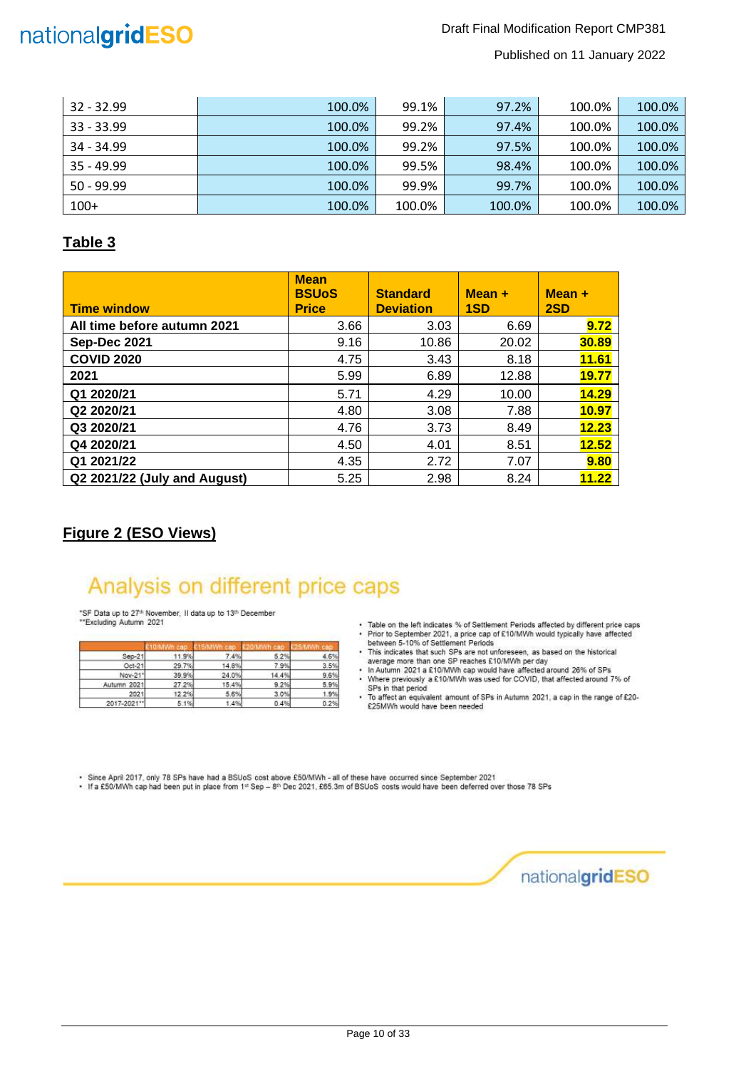| | | | | | |
|---|---|---|---|---|---|
| 32 - 32.99 | 100.0% | 99.1% | 97.2% | 100.0% | 100.0% |
| 33 - 33.99 | 100.0% | 99.2% | 97.4% | 100.0% | 100.0% |
| 34 - 34.99 | 100.0% | 99.2% | 97.5% | 100.0% | 100.0% |
| 35 - 49.99 | 100.0% | 99.5% | 98.4% | 100.0% | 100.0% |
| 50 - 99.99 | 100.0% | 99.9% | 99.7% | 100.0% | 100.0% |
| 100+ | 100.0% | 100.0% | 100.0% | 100.0% | 100.0% |

## Table 3

| Time window | Mean BSUoS Price | Standard Deviation | Mean + 1SD | Mean + 2SD |
|---|---|---|---|---|
| **All time before autumn 2021** | 3.66 | 3.03 | 6.69 | **9.72** |
| **Sep-Dec 2021** | 9.16 | 10.86 | 20.02 | **30.89** |
| **COVID 2020** | 4.75 | 3.43 | 8.18 | **11.61** |
| **2021** | 5.99 | 6.89 | 12.88 | **19.77** |
| **Q1 2020/21** | 5.71 | 4.29 | 10.00 | **14.29** |
| **Q2 2020/21** | 4.80 | 3.08 | 7.88 | **10.97** |
| **Q3 2020/21** | 4.76 | 3.73 | 8.49 | **12.23** |
| **Q4 2020/21** | 4.50 | 4.01 | 8.51 | **12.52** |
| **Q1 2021/22** | 4.35 | 2.72 | 7.07 | **9.80** |
| **Q2 2021/22 (July and August)** | 5.25 | 2.98 | 8.24 | **11.22** |

## Figure 2 (ESO Views)

### Analysis on different price caps

*SF Data up to 27th November, II data up to 13th December
**Excluding Autumn 2021

| | £10/MWh cap | £15/MWh cap | £20/MWh cap | £25/MWh cap |
|---|---|---|---|---|
| Sep-21 | 11.9% | 7.4% | 5.2% | 4.6% |
| Oct-21 | 29.7% | 14.8% | 7.9% | 3.5% |
| Nov-21* | 39.9% | 24.0% | 14.4% | 9.6% |
| Autumn 2021 | 27.2% | 15.4% | 9.2% | 5.9% |
| 2021 | 12.2% | 5.6% | 3.0% | 1.9% |
| 2017-2021** | 5.1% | 1.4% | 0.4% | 0.2% |

- Table on the left indicates % of Settlement Periods affected by different price caps
- Prior to September 2021, a price cap of £10/MWh would typically have affected between 5-10% of Settlement Periods
- This indicates that such SPs are not unforeseen, as based on the historical average more than one SP reaches £10/MWh per day
- In Autumn 2021 a £10/MWh cap would have affected around 26% of SPs
- Where previously a £10/MWh was used for COVID, that affected around 7% of SPs in that period
- To affect an equivalent amount of SPs in Autumn 2021, a cap in the range of £20-£25MWh would have been needed

- Since April 2017, only 78 SPs have had a BSUoS cost above £50/MWh - all of these have occurred since September 2021
- If a £50/MWh cap had been put in place from 1st Sep – 8th Dec 2021, £65.3m of BSUoS costs would have been deferred over those 78 SPs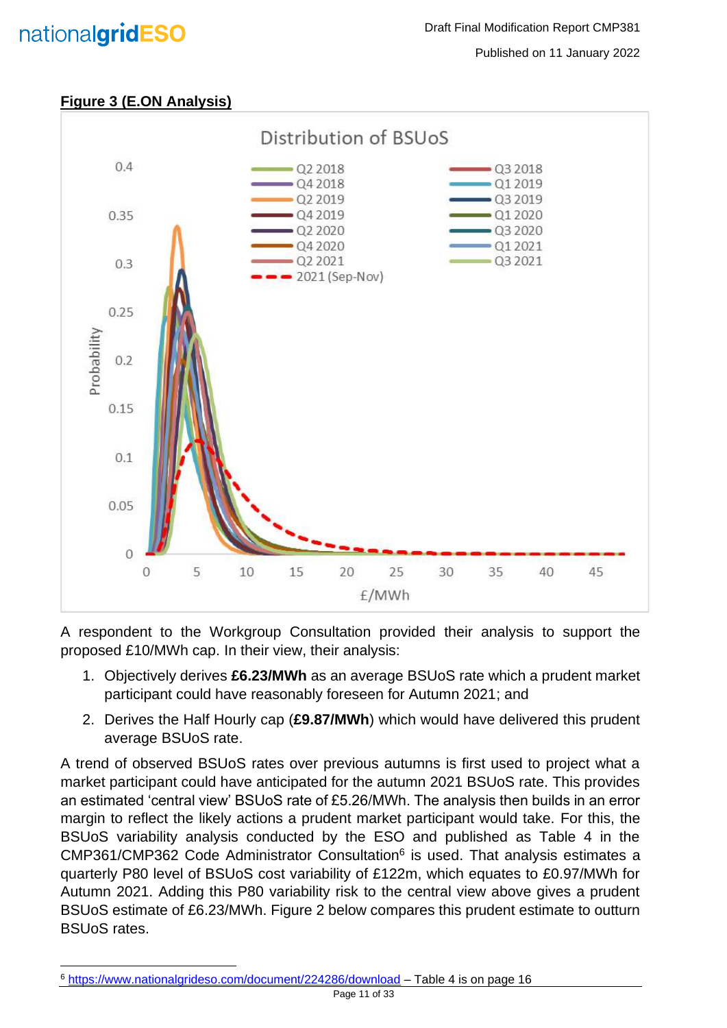**Figure 3 (E.ON Analysis)**

A respondent to the Workgroup Consultation provided their analysis to support the proposed £10/MWh cap. In their view, their analysis:

1. Objectively derives **£6.23/MWh** as an average BSUoS rate which a prudent market participant could have reasonably foreseen for Autumn 2021; and
2. Derives the Half Hourly cap (**£9.87/MWh**) which would have delivered this prudent average BSUoS rate.

A trend of observed BSUoS rates over previous autumns is first used to project what a market participant could have anticipated for the autumn 2021 BSUoS rate. This provides an estimated 'central view' BSUoS rate of £5.26/MWh. The analysis then builds in an error margin to reflect the likely actions a prudent market participant would take. For this, the BSUoS variability analysis conducted by the ESO and published as Table 4 in the CMP361/CMP362 Code Administrator Consultation[6] is used. That analysis estimates a quarterly P80 level of BSUoS cost variability of £122m, which equates to £0.97/MWh for Autumn 2021. Adding this P80 variability risk to the central view above gives a prudent BSUoS estimate of £6.23/MWh. Figure 2 below compares this prudent estimate to outturn BSUoS rates.

---

[6] https://www.nationalgrideso.com/document/224286/download – Table 4 is on page 16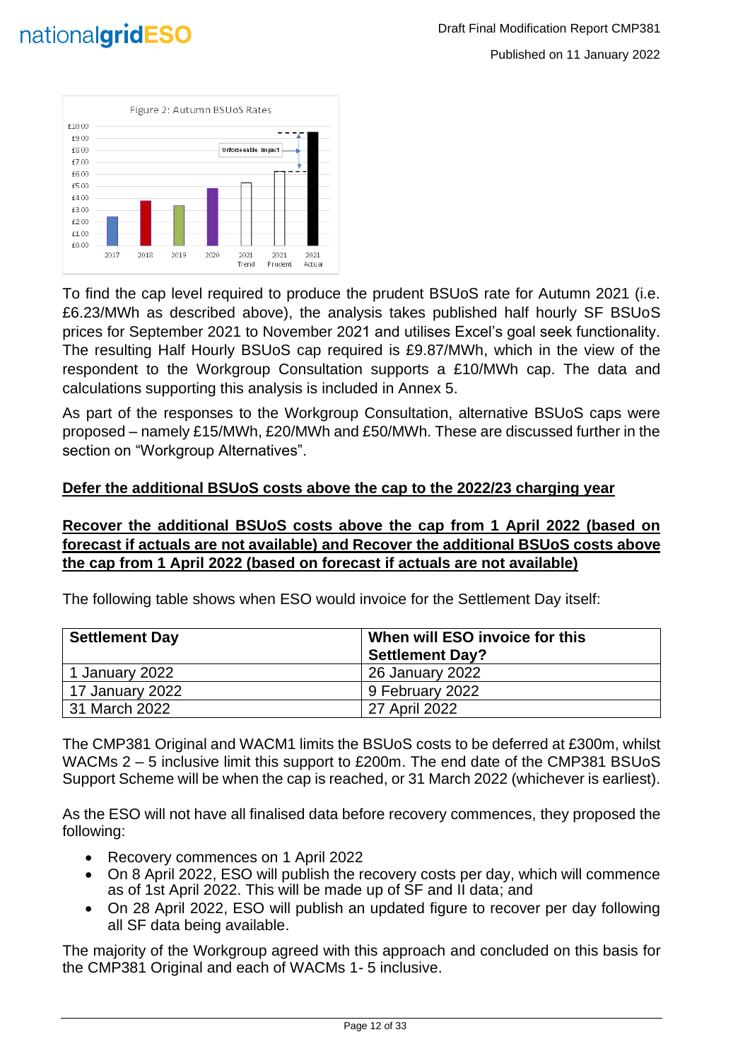Figure 2: Autumn BSUoS Rates

To find the cap level required to produce the prudent BSUoS rate for Autumn 2021 (i.e. £6.23/MWh as described above), the analysis takes published half hourly SF BSUoS prices for September 2021 to November 2021 and utilises Excel's goal seek functionality. The resulting Half Hourly BSUoS cap required is £9.87/MWh, which in the view of the respondent to the Workgroup Consultation supports a £10/MWh cap. The data and calculations supporting this analysis is included in Annex 5.

As part of the responses to the Workgroup Consultation, alternative BSUoS caps were proposed – namely £15/MWh, £20/MWh and £50/MWh. These are discussed further in the section on "Workgroup Alternatives".

**Defer the additional BSUoS costs above the cap to the 2022/23 charging year**

**Recover the additional BSUoS costs above the cap from 1 April 2022 (based on forecast if actuals are not available) and Recover the additional BSUoS costs above the cap from 1 April 2022 (based on forecast if actuals are not available)**

The following table shows when ESO would invoice for the Settlement Day itself:

| Settlement Day | When will ESO invoice for this Settlement Day? |
|---|---|
| 1 January 2022 | 26 January 2022 |
| 17 January 2022 | 9 February 2022 |
| 31 March 2022 | 27 April 2022 |

The CMP381 Original and WACM1 limits the BSUoS costs to be deferred at £300m, whilst WACMs 2 – 5 inclusive limit this support to £200m. The end date of the CMP381 BSUoS Support Scheme will be when the cap is reached, or 31 March 2022 (whichever is earliest).

As the ESO will not have all finalised data before recovery commences, they proposed the following:

- Recovery commences on 1 April 2022
- On 8 April 2022, ESO will publish the recovery costs per day, which will commence as of 1st April 2022. This will be made up of SF and II data; and
- On 28 April 2022, ESO will publish an updated figure to recover per day following all SF data being available.

The majority of the Workgroup agreed with this approach and concluded on this basis for the CMP381 Original and each of WACMs 1- 5 inclusive.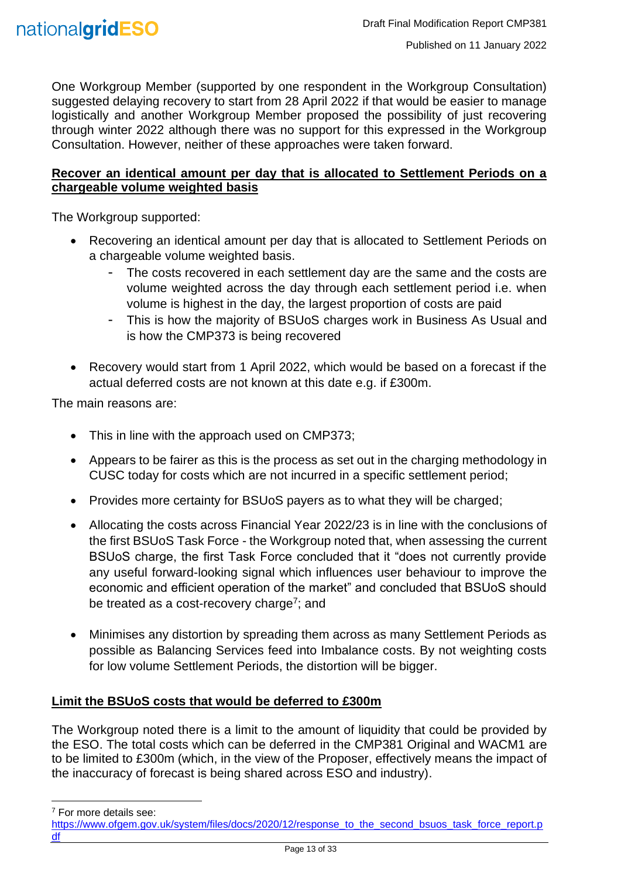One Workgroup Member (supported by one respondent in the Workgroup Consultation) suggested delaying recovery to start from 28 April 2022 if that would be easier to manage logistically and another Workgroup Member proposed the possibility of just recovering through winter 2022 although there was no support for this expressed in the Workgroup Consultation. However, neither of these approaches were taken forward.

**Recover an identical amount per day that is allocated to Settlement Periods on a chargeable volume weighted basis**

The Workgroup supported:

- Recovering an identical amount per day that is allocated to Settlement Periods on a chargeable volume weighted basis.
  - The costs recovered in each settlement day are the same and the costs are volume weighted across the day through each settlement period i.e. when volume is highest in the day, the largest proportion of costs are paid
  - This is how the majority of BSUoS charges work in Business As Usual and is how the CMP373 is being recovered
- Recovery would start from 1 April 2022, which would be based on a forecast if the actual deferred costs are not known at this date e.g. if £300m.

The main reasons are:

- This in line with the approach used on CMP373;
- Appears to be fairer as this is the process as set out in the charging methodology in CUSC today for costs which are not incurred in a specific settlement period;
- Provides more certainty for BSUoS payers as to what they will be charged;
- Allocating the costs across Financial Year 2022/23 is in line with the conclusions of the first BSUoS Task Force - the Workgroup noted that, when assessing the current BSUoS charge, the first Task Force concluded that it "does not currently provide any useful forward-looking signal which influences user behaviour to improve the economic and efficient operation of the market" and concluded that BSUoS should be treated as a cost-recovery charge[7]; and
- Minimises any distortion by spreading them across as many Settlement Periods as possible as Balancing Services feed into Imbalance costs. By not weighting costs for low volume Settlement Periods, the distortion will be bigger.

**Limit the BSUoS costs that would be deferred to £300m**

The Workgroup noted there is a limit to the amount of liquidity that could be provided by the ESO. The total costs which can be deferred in the CMP381 Original and WACM1 are to be limited to £300m (which, in the view of the Proposer, effectively means the impact of the inaccuracy of forecast is being shared across ESO and industry).

[7] For more details see: https://www.ofgem.gov.uk/system/files/docs/2020/12/response_to_the_second_bsuos_task_force_report.pdf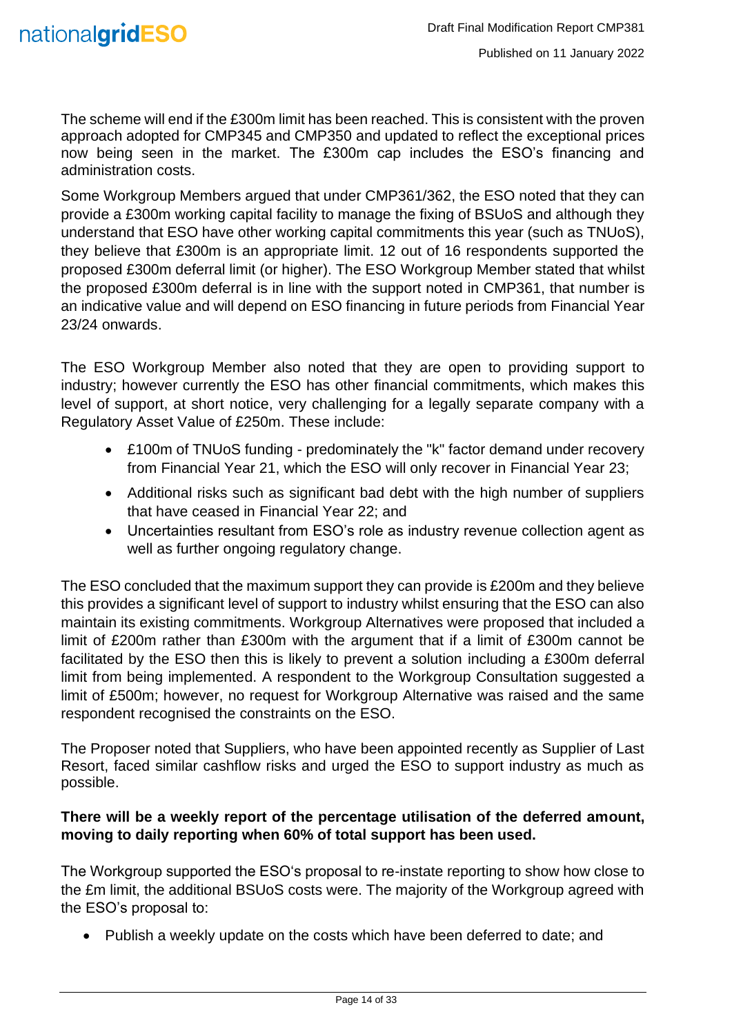The scheme will end if the £300m limit has been reached. This is consistent with the proven approach adopted for CMP345 and CMP350 and updated to reflect the exceptional prices now being seen in the market. The £300m cap includes the ESO's financing and administration costs.

Some Workgroup Members argued that under CMP361/362, the ESO noted that they can provide a £300m working capital facility to manage the fixing of BSUoS and although they understand that ESO have other working capital commitments this year (such as TNUoS), they believe that £300m is an appropriate limit. 12 out of 16 respondents supported the proposed £300m deferral limit (or higher). The ESO Workgroup Member stated that whilst the proposed £300m deferral is in line with the support noted in CMP361, that number is an indicative value and will depend on ESO financing in future periods from Financial Year 23/24 onwards.

The ESO Workgroup Member also noted that they are open to providing support to industry; however currently the ESO has other financial commitments, which makes this level of support, at short notice, very challenging for a legally separate company with a Regulatory Asset Value of £250m. These include:

- £100m of TNUoS funding - predominately the "k" factor demand under recovery from Financial Year 21, which the ESO will only recover in Financial Year 23;
- Additional risks such as significant bad debt with the high number of suppliers that have ceased in Financial Year 22; and
- Uncertainties resultant from ESO's role as industry revenue collection agent as well as further ongoing regulatory change.

The ESO concluded that the maximum support they can provide is £200m and they believe this provides a significant level of support to industry whilst ensuring that the ESO can also maintain its existing commitments. Workgroup Alternatives were proposed that included a limit of £200m rather than £300m with the argument that if a limit of £300m cannot be facilitated by the ESO then this is likely to prevent a solution including a £300m deferral limit from being implemented. A respondent to the Workgroup Consultation suggested a limit of £500m; however, no request for Workgroup Alternative was raised and the same respondent recognised the constraints on the ESO.

The Proposer noted that Suppliers, who have been appointed recently as Supplier of Last Resort, faced similar cashflow risks and urged the ESO to support industry as much as possible.

**There will be a weekly report of the percentage utilisation of the deferred amount, moving to daily reporting when 60% of total support has been used.**

The Workgroup supported the ESO's proposal to re-instate reporting to show how close to the £m limit, the additional BSUoS costs were. The majority of the Workgroup agreed with the ESO's proposal to:

- Publish a weekly update on the costs which have been deferred to date; and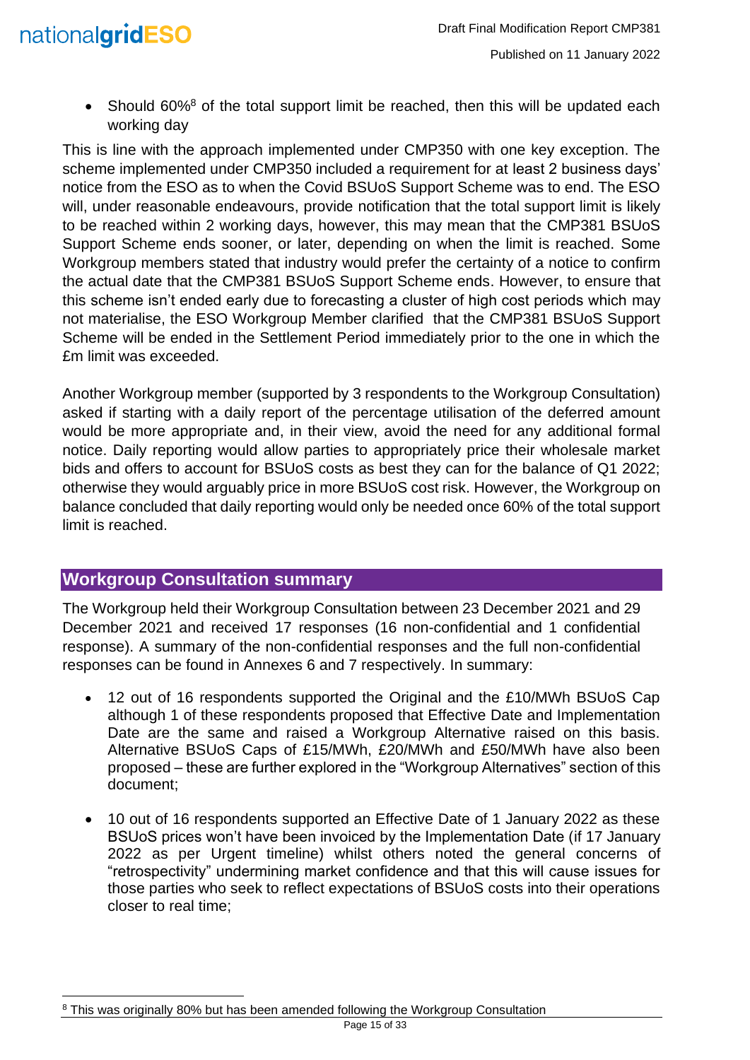- Should 60%[8] of the total support limit be reached, then this will be updated each working day

This is line with the approach implemented under CMP350 with one key exception. The scheme implemented under CMP350 included a requirement for at least 2 business days' notice from the ESO as to when the Covid BSUoS Support Scheme was to end. The ESO will, under reasonable endeavours, provide notification that the total support limit is likely to be reached within 2 working days, however, this may mean that the CMP381 BSUoS Support Scheme ends sooner, or later, depending on when the limit is reached. Some Workgroup members stated that industry would prefer the certainty of a notice to confirm the actual date that the CMP381 BSUoS Support Scheme ends. However, to ensure that this scheme isn't ended early due to forecasting a cluster of high cost periods which may not materialise, the ESO Workgroup Member clarified that the CMP381 BSUoS Support Scheme will be ended in the Settlement Period immediately prior to the one in which the £m limit was exceeded.

Another Workgroup member (supported by 3 respondents to the Workgroup Consultation) asked if starting with a daily report of the percentage utilisation of the deferred amount would be more appropriate and, in their view, avoid the need for any additional formal notice. Daily reporting would allow parties to appropriately price their wholesale market bids and offers to account for BSUoS costs as best they can for the balance of Q1 2022; otherwise they would arguably price in more BSUoS cost risk. However, the Workgroup on balance concluded that daily reporting would only be needed once 60% of the total support limit is reached.

## Workgroup Consultation summary

The Workgroup held their Workgroup Consultation between 23 December 2021 and 29 December 2021 and received 17 responses (16 non-confidential and 1 confidential response). A summary of the non-confidential responses and the full non-confidential responses can be found in Annexes 6 and 7 respectively. In summary:

- 12 out of 16 respondents supported the Original and the £10/MWh BSUoS Cap although 1 of these respondents proposed that Effective Date and Implementation Date are the same and raised a Workgroup Alternative raised on this basis. Alternative BSUoS Caps of £15/MWh, £20/MWh and £50/MWh have also been proposed – these are further explored in the "Workgroup Alternatives" section of this document;

- 10 out of 16 respondents supported an Effective Date of 1 January 2022 as these BSUoS prices won't have been invoiced by the Implementation Date (if 17 January 2022 as per Urgent timeline) whilst others noted the general concerns of "retrospectivity" undermining market confidence and that this will cause issues for those parties who seek to reflect expectations of BSUoS costs into their operations closer to real time;

[8] This was originally 80% but has been amended following the Workgroup Consultation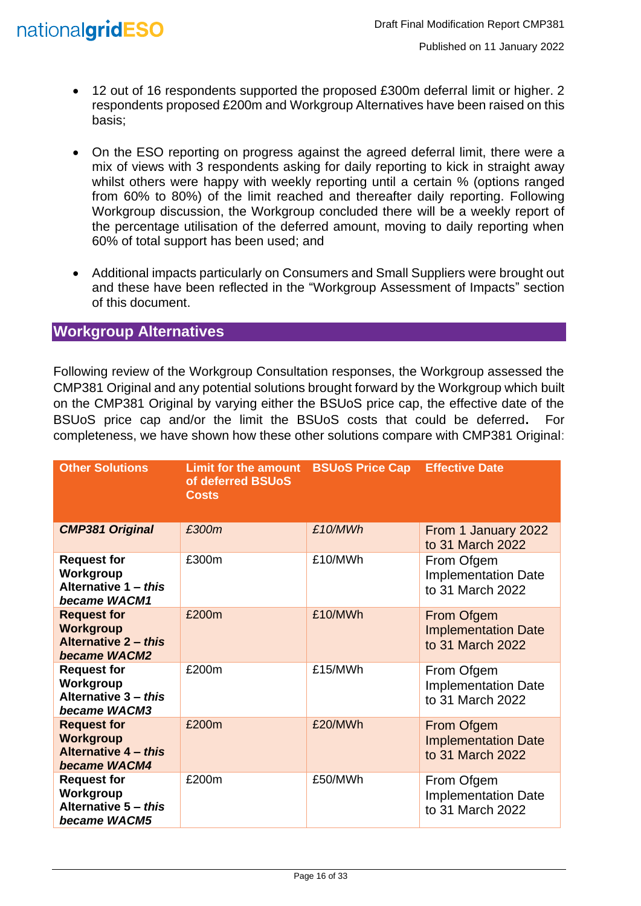- 12 out of 16 respondents supported the proposed £300m deferral limit or higher. 2 respondents proposed £200m and Workgroup Alternatives have been raised on this basis;
- On the ESO reporting on progress against the agreed deferral limit, there were a mix of views with 3 respondents asking for daily reporting to kick in straight away whilst others were happy with weekly reporting until a certain % (options ranged from 60% to 80%) of the limit reached and thereafter daily reporting. Following Workgroup discussion, the Workgroup concluded there will be a weekly report of the percentage utilisation of the deferred amount, moving to daily reporting when 60% of total support has been used; and
- Additional impacts particularly on Consumers and Small Suppliers were brought out and these have been reflected in the "Workgroup Assessment of Impacts" section of this document.

## Workgroup Alternatives

Following review of the Workgroup Consultation responses, the Workgroup assessed the CMP381 Original and any potential solutions brought forward by the Workgroup which built on the CMP381 Original by varying either the BSUoS price cap, the effective date of the BSUoS price cap and/or the limit the BSUoS costs that could be deferred. For completeness, we have shown how these other solutions compare with CMP381 Original:

| Other Solutions | Limit for the amount of deferred BSUoS Costs | BSUoS Price Cap | Effective Date |
|---|---|---|---|
| ***CMP381 Original*** | *£300m* | *£10/MWh* | From 1 January 2022 to 31 March 2022 |
| **Request for Workgroup Alternative 1 – *this became WACM1*** | £300m | £10/MWh | From Ofgem Implementation Date to 31 March 2022 |
| **Request for Workgroup Alternative 2 – *this became WACM2*** | £200m | £10/MWh | From Ofgem Implementation Date to 31 March 2022 |
| **Request for Workgroup Alternative 3 – *this became WACM3*** | £200m | £15/MWh | From Ofgem Implementation Date to 31 March 2022 |
| **Request for Workgroup Alternative 4 – *this became WACM4*** | £200m | £20/MWh | From Ofgem Implementation Date to 31 March 2022 |
| **Request for Workgroup Alternative 5 – *this became WACM5*** | £200m | £50/MWh | From Ofgem Implementation Date to 31 March 2022 |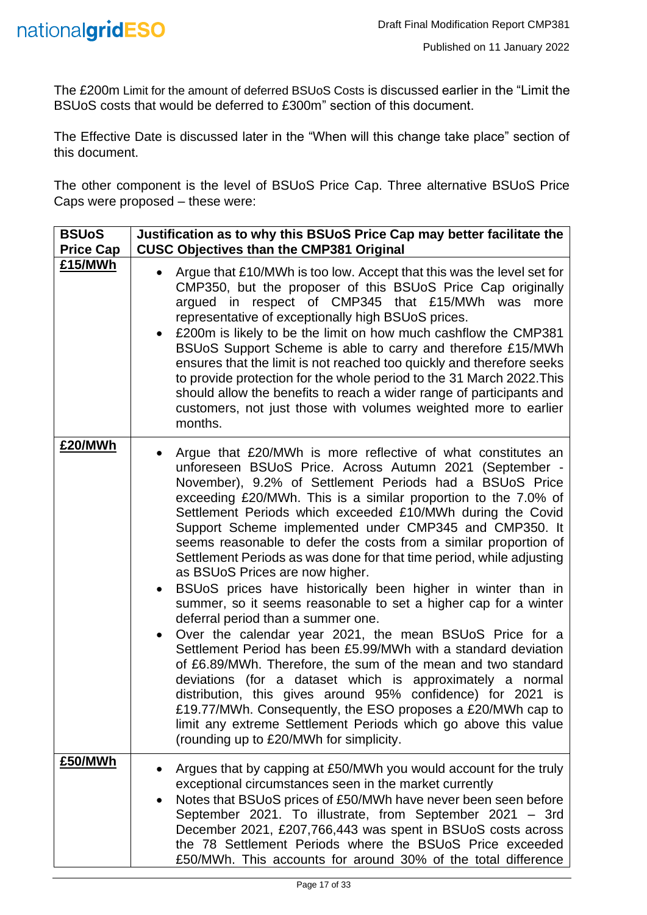The £200m Limit for the amount of deferred BSUoS Costs is discussed earlier in the "Limit the BSUoS costs that would be deferred to £300m" section of this document.

The Effective Date is discussed later in the "When will this change take place" section of this document.

The other component is the level of BSUoS Price Cap. Three alternative BSUoS Price Caps were proposed – these were:

| BSUoS Price Cap | Justification as to why this BSUoS Price Cap may better facilitate the CUSC Objectives than the CMP381 Original |
|---|---|
| **£15/MWh** | • Argue that £10/MWh is too low. Accept that this was the level set for CMP350, but the proposer of this BSUoS Price Cap originally argued in respect of CMP345 that £15/MWh was more representative of exceptionally high BSUoS prices.<br>• £200m is likely to be the limit on how much cashflow the CMP381 BSUoS Support Scheme is able to carry and therefore £15/MWh ensures that the limit is not reached too quickly and therefore seeks to provide protection for the whole period to the 31 March 2022.This should allow the benefits to reach a wider range of participants and customers, not just those with volumes weighted more to earlier months. |
| **£20/MWh** | • Argue that £20/MWh is more reflective of what constitutes an unforeseen BSUoS Price. Across Autumn 2021 (September - November), 9.2% of Settlement Periods had a BSUoS Price exceeding £20/MWh. This is a similar proportion to the 7.0% of Settlement Periods which exceeded £10/MWh during the Covid Support Scheme implemented under CMP345 and CMP350. It seems reasonable to defer the costs from a similar proportion of Settlement Periods as was done for that time period, while adjusting as BSUoS Prices are now higher.<br>• BSUoS prices have historically been higher in winter than in summer, so it seems reasonable to set a higher cap for a winter deferral period than a summer one.<br>• Over the calendar year 2021, the mean BSUoS Price for a Settlement Period has been £5.99/MWh with a standard deviation of £6.89/MWh. Therefore, the sum of the mean and two standard deviations (for a dataset which is approximately a normal distribution, this gives around 95% confidence) for 2021 is £19.77/MWh. Consequently, the ESO proposes a £20/MWh cap to limit any extreme Settlement Periods which go above this value (rounding up to £20/MWh for simplicity. |
| **£50/MWh** | • Argues that by capping at £50/MWh you would account for the truly exceptional circumstances seen in the market currently<br>• Notes that BSUoS prices of £50/MWh have never been seen before September 2021. To illustrate, from September 2021 – 3rd December 2021, £207,766,443 was spent in BSUoS costs across the 78 Settlement Periods where the BSUoS Price exceeded £50/MWh. This accounts for around 30% of the total difference |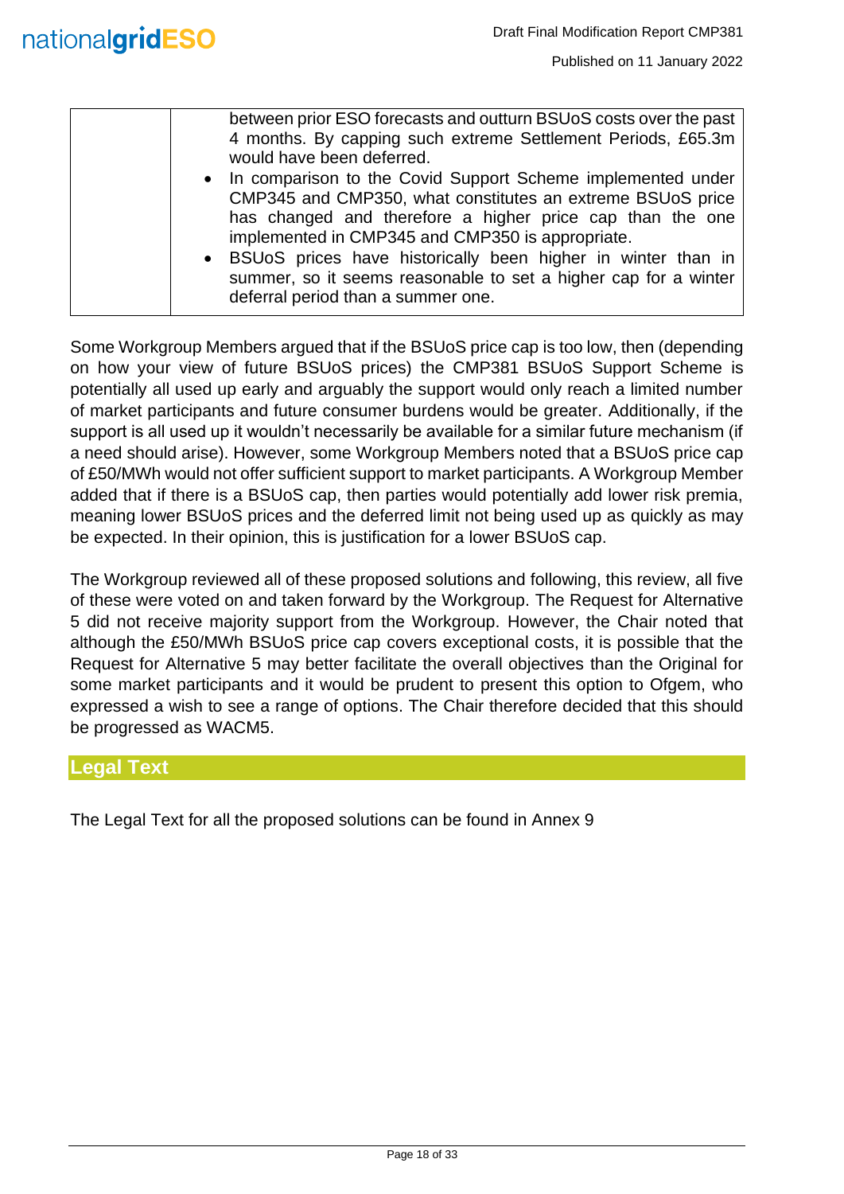| | between prior ESO forecasts and outturn BSUoS costs over the past 4 months. By capping such extreme Settlement Periods, £65.3m would have been deferred.<br>• In comparison to the Covid Support Scheme implemented under CMP345 and CMP350, what constitutes an extreme BSUoS price has changed and therefore a higher price cap than the one implemented in CMP345 and CMP350 is appropriate.<br>• BSUoS prices have historically been higher in winter than in summer, so it seems reasonable to set a higher cap for a winter deferral period than a summer one. |
|---|---|

Some Workgroup Members argued that if the BSUoS price cap is too low, then (depending on how your view of future BSUoS prices) the CMP381 BSUoS Support Scheme is potentially all used up early and arguably the support would only reach a limited number of market participants and future consumer burdens would be greater. Additionally, if the support is all used up it wouldn't necessarily be available for a similar future mechanism (if a need should arise). However, some Workgroup Members noted that a BSUoS price cap of £50/MWh would not offer sufficient support to market participants. A Workgroup Member added that if there is a BSUoS cap, then parties would potentially add lower risk premia, meaning lower BSUoS prices and the deferred limit not being used up as quickly as may be expected. In their opinion, this is justification for a lower BSUoS cap.

The Workgroup reviewed all of these proposed solutions and following, this review, all five of these were voted on and taken forward by the Workgroup. The Request for Alternative 5 did not receive majority support from the Workgroup. However, the Chair noted that although the £50/MWh BSUoS price cap covers exceptional costs, it is possible that the Request for Alternative 5 may better facilitate the overall objectives than the Original for some market participants and it would be prudent to present this option to Ofgem, who expressed a wish to see a range of options. The Chair therefore decided that this should be progressed as WACM5.

## Legal Text

The Legal Text for all the proposed solutions can be found in Annex 9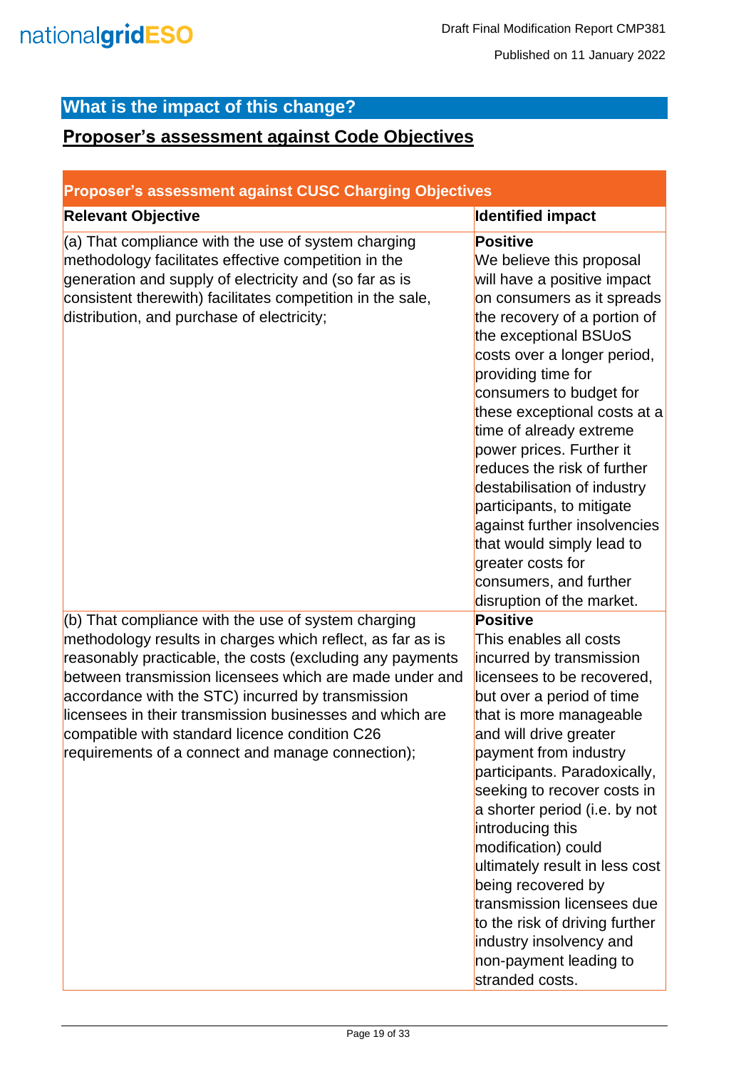## What is the impact of this change?

### Proposer's assessment against Code Objectives

| Proposer's assessment against CUSC Charging Objectives | |
|---|---|
| **Relevant Objective** | **Identified impact** |
| (a) That compliance with the use of system charging methodology facilitates effective competition in the generation and supply of electricity and (so far as is consistent therewith) facilitates competition in the sale, distribution, and purchase of electricity; | **Positive** We believe this proposal will have a positive impact on consumers as it spreads the recovery of a portion of the exceptional BSUoS costs over a longer period, providing time for consumers to budget for these exceptional costs at a time of already extreme power prices. Further it reduces the risk of further destabilisation of industry participants, to mitigate against further insolvencies that would simply lead to greater costs for consumers, and further disruption of the market. |
| (b) That compliance with the use of system charging methodology results in charges which reflect, as far as is reasonably practicable, the costs (excluding any payments between transmission licensees which are made under and accordance with the STC) incurred by transmission licensees in their transmission businesses and which are compatible with standard licence condition C26 requirements of a connect and manage connection); | **Positive** This enables all costs incurred by transmission licensees to be recovered, but over a period of time that is more manageable and will drive greater payment from industry participants. Paradoxically, seeking to recover costs in a shorter period (i.e. by not introducing this modification) could ultimately result in less cost being recovered by transmission licensees due to the risk of driving further industry insolvency and non-payment leading to stranded costs. |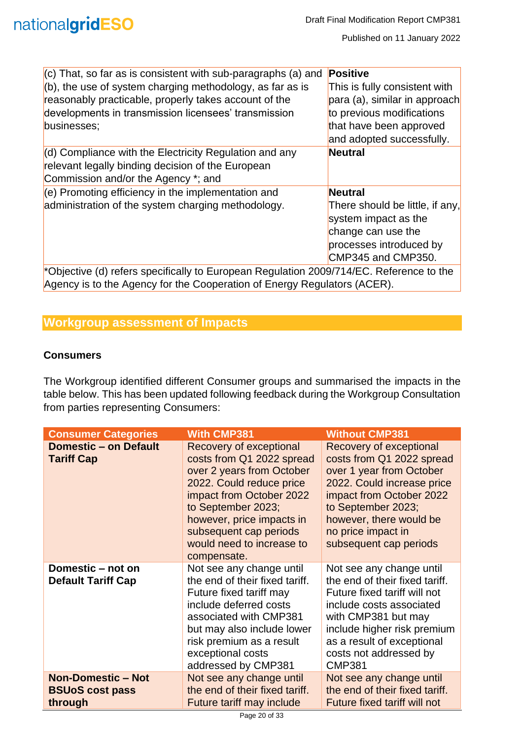| | |
|---|---|
| (c) That, so far as is consistent with sub-paragraphs (a) and (b), the use of system charging methodology, as far as is reasonably practicable, properly takes account of the developments in transmission licensees' transmission businesses; | **Positive** This is fully consistent with para (a), similar in approach to previous modifications that have been approved and adopted successfully. |
| (d) Compliance with the Electricity Regulation and any relevant legally binding decision of the European Commission and/or the Agency *; and | **Neutral** |
| (e) Promoting efficiency in the implementation and administration of the system charging methodology. | **Neutral** There should be little, if any, system impact as the change can use the processes introduced by CMP345 and CMP350. |
| *Objective (d) refers specifically to European Regulation 2009/714/EC. Reference to the Agency is to the Agency for the Cooperation of Energy Regulators (ACER). | |

## Workgroup assessment of Impacts

### Consumers

The Workgroup identified different Consumer groups and summarised the impacts in the table below. This has been updated following feedback during the Workgroup Consultation from parties representing Consumers:

| Consumer Categories | With CMP381 | Without CMP381 |
|---|---|---|
| **Domestic – on Default Tariff Cap** | Recovery of exceptional costs from Q1 2022 spread over 2 years from October 2022. Could reduce price impact from October 2022 to September 2023; however, price impacts in subsequent cap periods would need to increase to compensate. | Recovery of exceptional costs from Q1 2022 spread over 1 year from October 2022. Could increase price impact from October 2022 to September 2023; however, there would be no price impact in subsequent cap periods |
| **Domestic – not on Default Tariff Cap** | Not see any change until the end of their fixed tariff. Future fixed tariff may include deferred costs associated with CMP381 but may also include lower risk premium as a result exceptional costs addressed by CMP381 | Not see any change until the end of their fixed tariff. Future fixed tariff will not include costs associated with CMP381 but may include higher risk premium as a result of exceptional costs not addressed by CMP381 |
| **Non-Domestic – Not BSUoS cost pass through** | Not see any change until the end of their fixed tariff. Future tariff may include | Not see any change until the end of their fixed tariff. Future fixed tariff will not |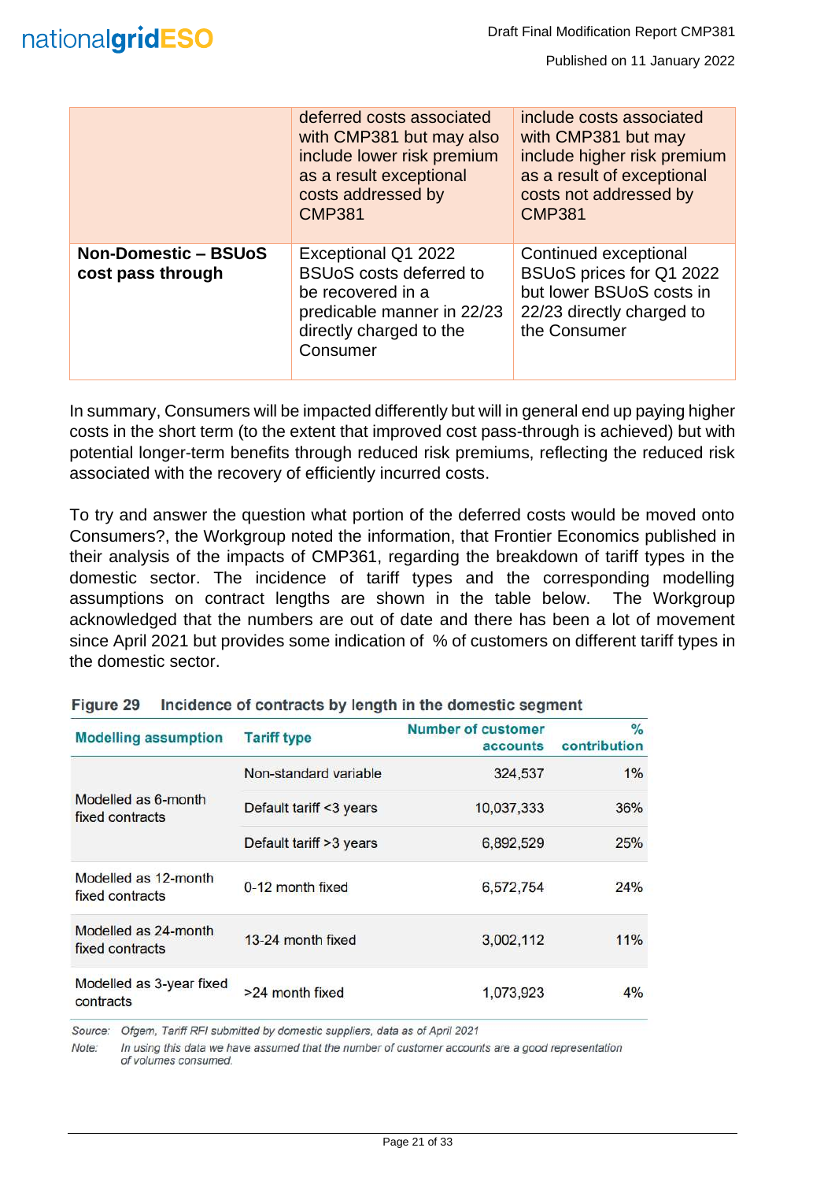|  | deferred costs associated with CMP381 but may also include lower risk premium as a result exceptional costs addressed by CMP381 | include costs associated with CMP381 but may include higher risk premium as a result of exceptional costs not addressed by CMP381 |
|---|---|---|
| **Non-Domestic – BSUoS cost pass through** | Exceptional Q1 2022 BSUoS costs deferred to be recovered in a predicable manner in 22/23 directly charged to the Consumer | Continued exceptional BSUoS prices for Q1 2022 but lower BSUoS costs in 22/23 directly charged to the Consumer |

In summary, Consumers will be impacted differently but will in general end up paying higher costs in the short term (to the extent that improved cost pass-through is achieved) but with potential longer-term benefits through reduced risk premiums, reflecting the reduced risk associated with the recovery of efficiently incurred costs.

To try and answer the question what portion of the deferred costs would be moved onto Consumers?, the Workgroup noted the information, that Frontier Economics published in their analysis of the impacts of CMP361, regarding the breakdown of tariff types in the domestic sector. The incidence of tariff types and the corresponding modelling assumptions on contract lengths are shown in the table below. The Workgroup acknowledged that the numbers are out of date and there has been a lot of movement since April 2021 but provides some indication of % of customers on different tariff types in the domestic sector.

**Figure 29 Incidence of contracts by length in the domestic segment**

| Modelling assumption | Tariff type | Number of customer accounts | % contribution |
|---|---|---|---|
| Modelled as 6-month fixed contracts | Non-standard variable | 324,537 | 1% |
|  | Default tariff <3 years | 10,037,333 | 36% |
|  | Default tariff >3 years | 6,892,529 | 25% |
| Modelled as 12-month fixed contracts | 0-12 month fixed | 6,572,754 | 24% |
| Modelled as 24-month fixed contracts | 13-24 month fixed | 3,002,112 | 11% |
| Modelled as 3-year fixed contracts | >24 month fixed | 1,073,923 | 4% |

*Source: Ofgem, Tariff RFI submitted by domestic suppliers, data as of April 2021*

*Note: In using this data we have assumed that the number of customer accounts are a good representation of volumes consumed.*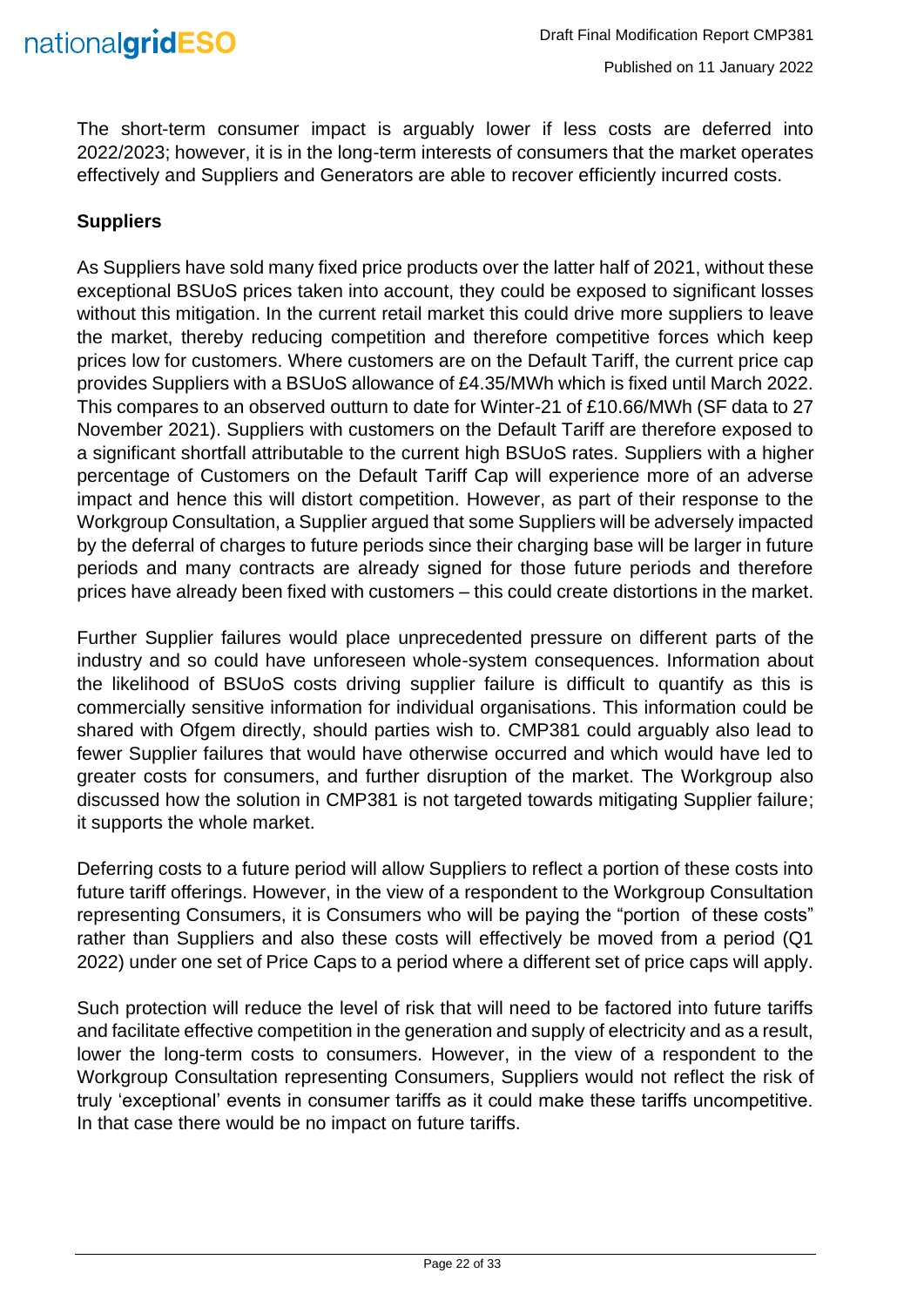The short-term consumer impact is arguably lower if less costs are deferred into 2022/2023; however, it is in the long-term interests of consumers that the market operates effectively and Suppliers and Generators are able to recover efficiently incurred costs.

**Suppliers**

As Suppliers have sold many fixed price products over the latter half of 2021, without these exceptional BSUoS prices taken into account, they could be exposed to significant losses without this mitigation. In the current retail market this could drive more suppliers to leave the market, thereby reducing competition and therefore competitive forces which keep prices low for customers. Where customers are on the Default Tariff, the current price cap provides Suppliers with a BSUoS allowance of £4.35/MWh which is fixed until March 2022. This compares to an observed outturn to date for Winter-21 of £10.66/MWh (SF data to 27 November 2021). Suppliers with customers on the Default Tariff are therefore exposed to a significant shortfall attributable to the current high BSUoS rates. Suppliers with a higher percentage of Customers on the Default Tariff Cap will experience more of an adverse impact and hence this will distort competition. However, as part of their response to the Workgroup Consultation, a Supplier argued that some Suppliers will be adversely impacted by the deferral of charges to future periods since their charging base will be larger in future periods and many contracts are already signed for those future periods and therefore prices have already been fixed with customers – this could create distortions in the market.

Further Supplier failures would place unprecedented pressure on different parts of the industry and so could have unforeseen whole-system consequences. Information about the likelihood of BSUoS costs driving supplier failure is difficult to quantify as this is commercially sensitive information for individual organisations. This information could be shared with Ofgem directly, should parties wish to. CMP381 could arguably also lead to fewer Supplier failures that would have otherwise occurred and which would have led to greater costs for consumers, and further disruption of the market. The Workgroup also discussed how the solution in CMP381 is not targeted towards mitigating Supplier failure; it supports the whole market.

Deferring costs to a future period will allow Suppliers to reflect a portion of these costs into future tariff offerings. However, in the view of a respondent to the Workgroup Consultation representing Consumers, it is Consumers who will be paying the "portion of these costs" rather than Suppliers and also these costs will effectively be moved from a period (Q1 2022) under one set of Price Caps to a period where a different set of price caps will apply.

Such protection will reduce the level of risk that will need to be factored into future tariffs and facilitate effective competition in the generation and supply of electricity and as a result, lower the long-term costs to consumers. However, in the view of a respondent to the Workgroup Consultation representing Consumers, Suppliers would not reflect the risk of truly 'exceptional' events in consumer tariffs as it could make these tariffs uncompetitive. In that case there would be no impact on future tariffs.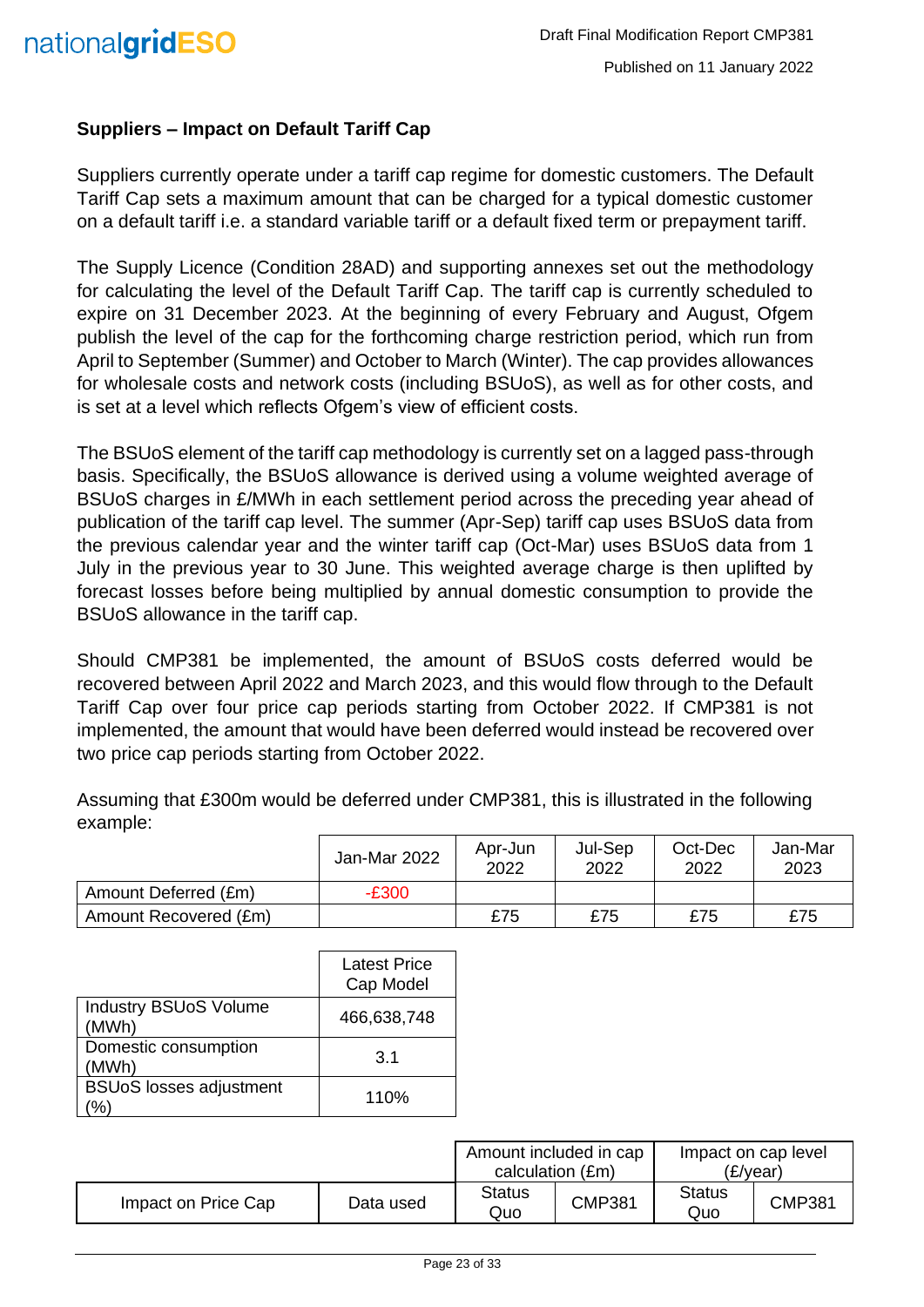### Suppliers – Impact on Default Tariff Cap

Suppliers currently operate under a tariff cap regime for domestic customers. The Default Tariff Cap sets a maximum amount that can be charged for a typical domestic customer on a default tariff i.e. a standard variable tariff or a default fixed term or prepayment tariff.

The Supply Licence (Condition 28AD) and supporting annexes set out the methodology for calculating the level of the Default Tariff Cap. The tariff cap is currently scheduled to expire on 31 December 2023. At the beginning of every February and August, Ofgem publish the level of the cap for the forthcoming charge restriction period, which run from April to September (Summer) and October to March (Winter). The cap provides allowances for wholesale costs and network costs (including BSUoS), as well as for other costs, and is set at a level which reflects Ofgem's view of efficient costs.

The BSUoS element of the tariff cap methodology is currently set on a lagged pass-through basis. Specifically, the BSUoS allowance is derived using a volume weighted average of BSUoS charges in £/MWh in each settlement period across the preceding year ahead of publication of the tariff cap level. The summer (Apr-Sep) tariff cap uses BSUoS data from the previous calendar year and the winter tariff cap (Oct-Mar) uses BSUoS data from 1 July in the previous year to 30 June. This weighted average charge is then uplifted by forecast losses before being multiplied by annual domestic consumption to provide the BSUoS allowance in the tariff cap.

Should CMP381 be implemented, the amount of BSUoS costs deferred would be recovered between April 2022 and March 2023, and this would flow through to the Default Tariff Cap over four price cap periods starting from October 2022. If CMP381 is not implemented, the amount that would have been deferred would instead be recovered over two price cap periods starting from October 2022.

Assuming that £300m would be deferred under CMP381, this is illustrated in the following example:

| | Jan-Mar 2022 | Apr-Jun 2022 | Jul-Sep 2022 | Oct-Dec 2022 | Jan-Mar 2023 |
|---|---|---|---|---|---|
| Amount Deferred (£m) | -£300 | | | | |
| Amount Recovered (£m) | | £75 | £75 | £75 | £75 |

| | Latest Price Cap Model |
|---|---|
| Industry BSUoS Volume (MWh) | 466,638,748 |
| Domestic consumption (MWh) | 3.1 |
| BSUoS losses adjustment (%) | 110% |

| | | Amount included in cap calculation (£m) | | Impact on cap level (£/year) | |
|---|---|---|---|---|---|
| Impact on Price Cap | Data used | Status Quo | CMP381 | Status Quo | CMP381 |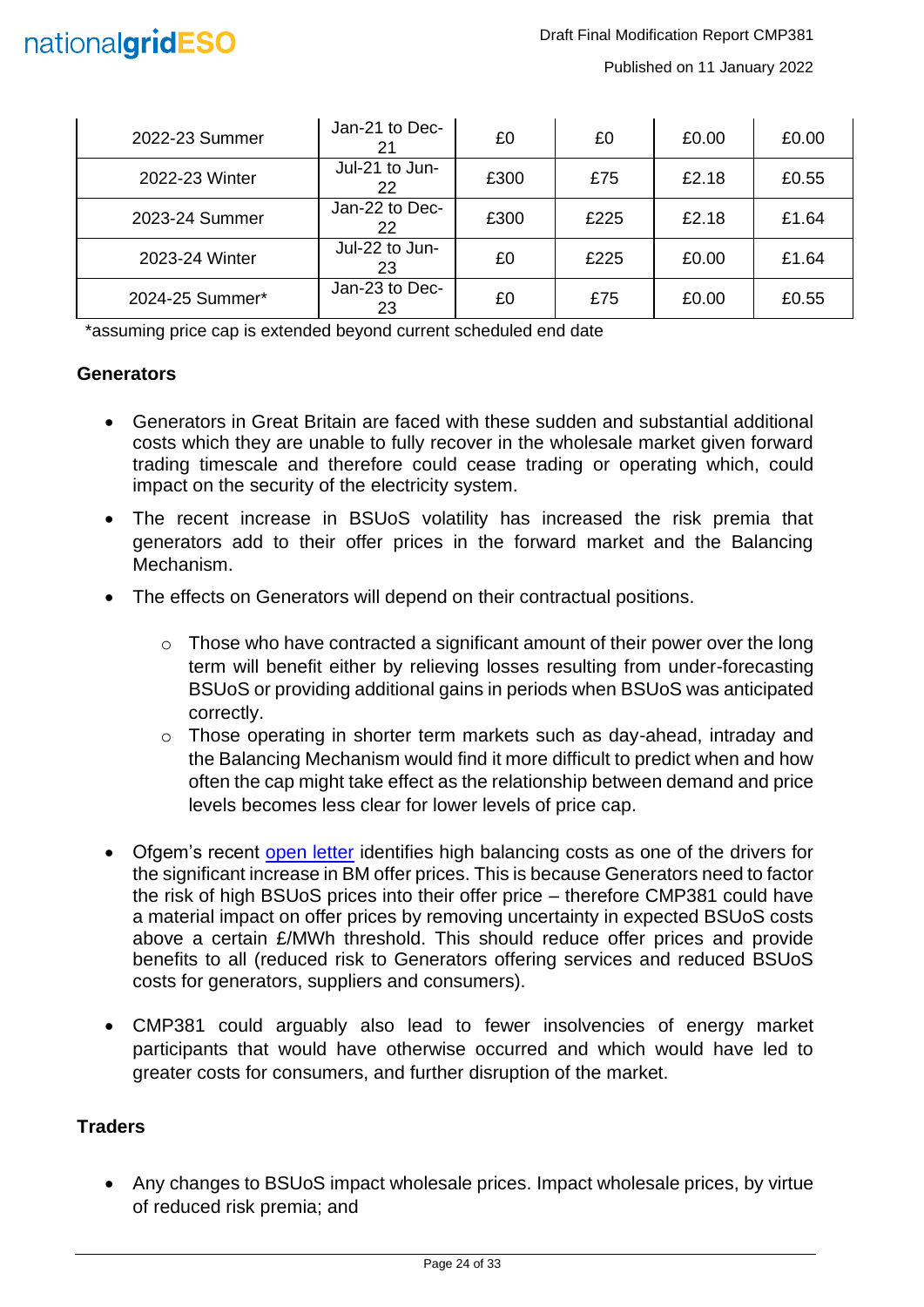| | | | | | |
|---|---|---|---|---|---|
| 2022-23 Summer | Jan-21 to Dec-21 | £0 | £0 | £0.00 | £0.00 |
| 2022-23 Winter | Jul-21 to Jun-22 | £300 | £75 | £2.18 | £0.55 |
| 2023-24 Summer | Jan-22 to Dec-22 | £300 | £225 | £2.18 | £1.64 |
| 2023-24 Winter | Jul-22 to Jun-23 | £0 | £225 | £0.00 | £1.64 |
| 2024-25 Summer* | Jan-23 to Dec-23 | £0 | £75 | £0.00 | £0.55 |

*assuming price cap is extended beyond current scheduled end date

**Generators**

- Generators in Great Britain are faced with these sudden and substantial additional costs which they are unable to fully recover in the wholesale market given forward trading timescale and therefore could cease trading or operating which, could impact on the security of the electricity system.
- The recent increase in BSUoS volatility has increased the risk premia that generators add to their offer prices in the forward market and the Balancing Mechanism.
- The effects on Generators will depend on their contractual positions.
  - Those who have contracted a significant amount of their power over the long term will benefit either by relieving losses resulting from under-forecasting BSUoS or providing additional gains in periods when BSUoS was anticipated correctly.
  - Those operating in shorter term markets such as day-ahead, intraday and the Balancing Mechanism would find it more difficult to predict when and how often the cap might take effect as the relationship between demand and price levels becomes less clear for lower levels of price cap.
- Ofgem's recent open letter identifies high balancing costs as one of the drivers for the significant increase in BM offer prices. This is because Generators need to factor the risk of high BSUoS prices into their offer price – therefore CMP381 could have a material impact on offer prices by removing uncertainty in expected BSUoS costs above a certain £/MWh threshold. This should reduce offer prices and provide benefits to all (reduced risk to Generators offering services and reduced BSUoS costs for generators, suppliers and consumers).
- CMP381 could arguably also lead to fewer insolvencies of energy market participants that would have otherwise occurred and which would have led to greater costs for consumers, and further disruption of the market.

**Traders**

- Any changes to BSUoS impact wholesale prices. Impact wholesale prices, by virtue of reduced risk premia; and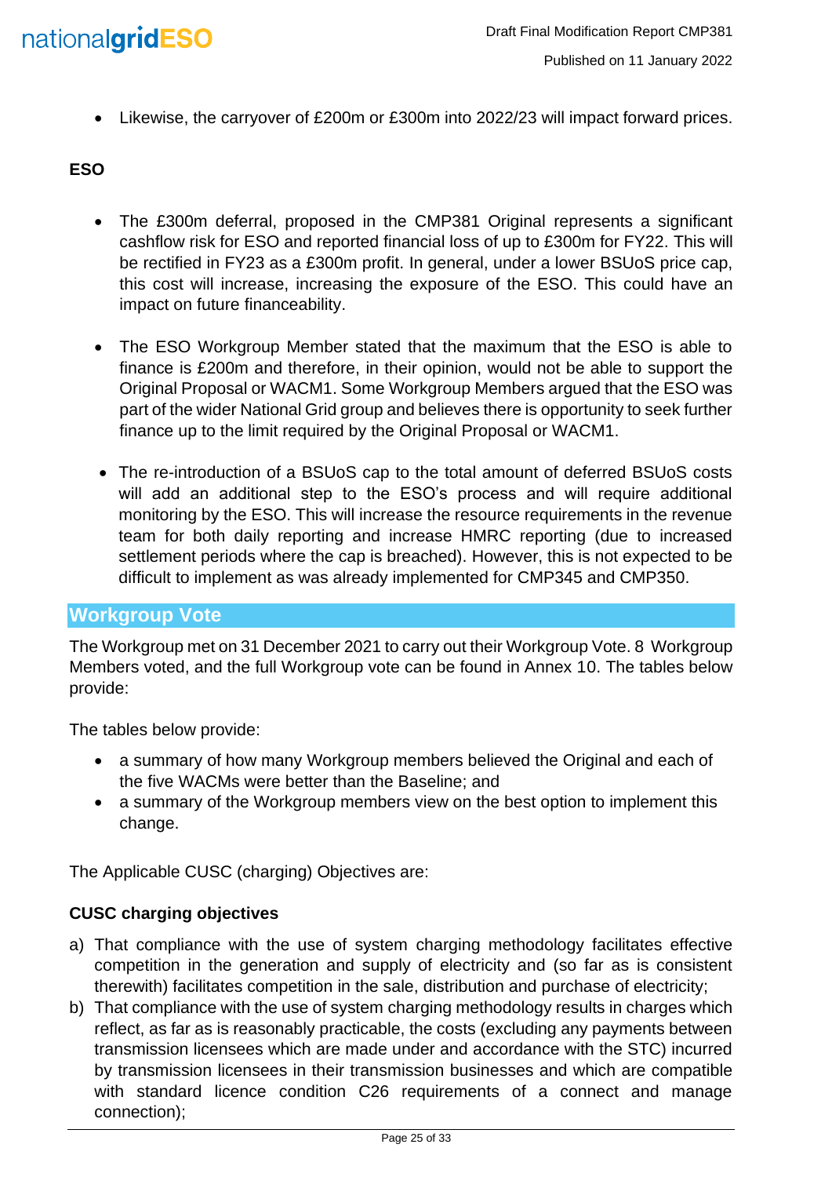- Likewise, the carryover of £200m or £300m into 2022/23 will impact forward prices.

**ESO**

- The £300m deferral, proposed in the CMP381 Original represents a significant cashflow risk for ESO and reported financial loss of up to £300m for FY22. This will be rectified in FY23 as a £300m profit. In general, under a lower BSUoS price cap, this cost will increase, increasing the exposure of the ESO. This could have an impact on future financeability.

- The ESO Workgroup Member stated that the maximum that the ESO is able to finance is £200m and therefore, in their opinion, would not be able to support the Original Proposal or WACM1. Some Workgroup Members argued that the ESO was part of the wider National Grid group and believes there is opportunity to seek further finance up to the limit required by the Original Proposal or WACM1.

- The re-introduction of a BSUoS cap to the total amount of deferred BSUoS costs will add an additional step to the ESO's process and will require additional monitoring by the ESO. This will increase the resource requirements in the revenue team for both daily reporting and increase HMRC reporting (due to increased settlement periods where the cap is breached). However, this is not expected to be difficult to implement as was already implemented for CMP345 and CMP350.

## Workgroup Vote

The Workgroup met on 31 December 2021 to carry out their Workgroup Vote. 8 Workgroup Members voted, and the full Workgroup vote can be found in Annex 10. The tables below provide:

The tables below provide:

- a summary of how many Workgroup members believed the Original and each of the five WACMs were better than the Baseline; and
- a summary of the Workgroup members view on the best option to implement this change.

The Applicable CUSC (charging) Objectives are:

**CUSC charging objectives**

a) That compliance with the use of system charging methodology facilitates effective competition in the generation and supply of electricity and (so far as is consistent therewith) facilitates competition in the sale, distribution and purchase of electricity;

b) That compliance with the use of system charging methodology results in charges which reflect, as far as is reasonably practicable, the costs (excluding any payments between transmission licensees which are made under and accordance with the STC) incurred by transmission licensees in their transmission businesses and which are compatible with standard licence condition C26 requirements of a connect and manage connection);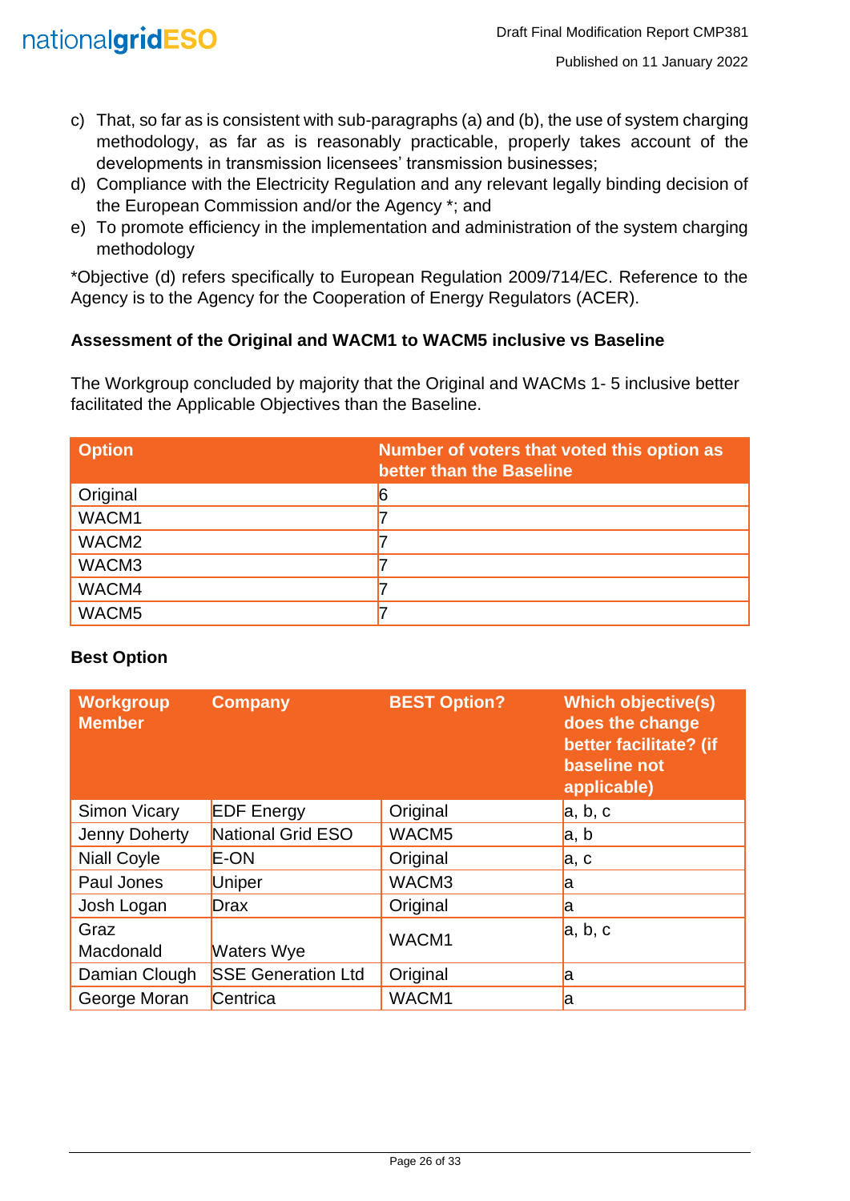c) That, so far as is consistent with sub-paragraphs (a) and (b), the use of system charging methodology, as far as is reasonably practicable, properly takes account of the developments in transmission licensees' transmission businesses;
d) Compliance with the Electricity Regulation and any relevant legally binding decision of the European Commission and/or the Agency *; and
e) To promote efficiency in the implementation and administration of the system charging methodology

*Objective (d) refers specifically to European Regulation 2009/714/EC. Reference to the Agency is to the Agency for the Cooperation of Energy Regulators (ACER).

**Assessment of the Original and WACM1 to WACM5 inclusive vs Baseline**

The Workgroup concluded by majority that the Original and WACMs 1- 5 inclusive better facilitated the Applicable Objectives than the Baseline.

| Option | Number of voters that voted this option as better than the Baseline |
|---|---|
| Original | 6 |
| WACM1 | 7 |
| WACM2 | 7 |
| WACM3 | 7 |
| WACM4 | 7 |
| WACM5 | 7 |

**Best Option**

| Workgroup Member | Company | BEST Option? | Which objective(s) does the change better facilitate? (if baseline not applicable) |
|---|---|---|---|
| Simon Vicary | EDF Energy | Original | a, b, c |
| Jenny Doherty | National Grid ESO | WACM5 | a, b |
| Niall Coyle | E-ON | Original | a, c |
| Paul Jones | Uniper | WACM3 | a |
| Josh Logan | Drax | Original | a |
| Graz Macdonald | Waters Wye | WACM1 | a, b, c |
| Damian Clough | SSE Generation Ltd | Original | a |
| George Moran | Centrica | WACM1 | a |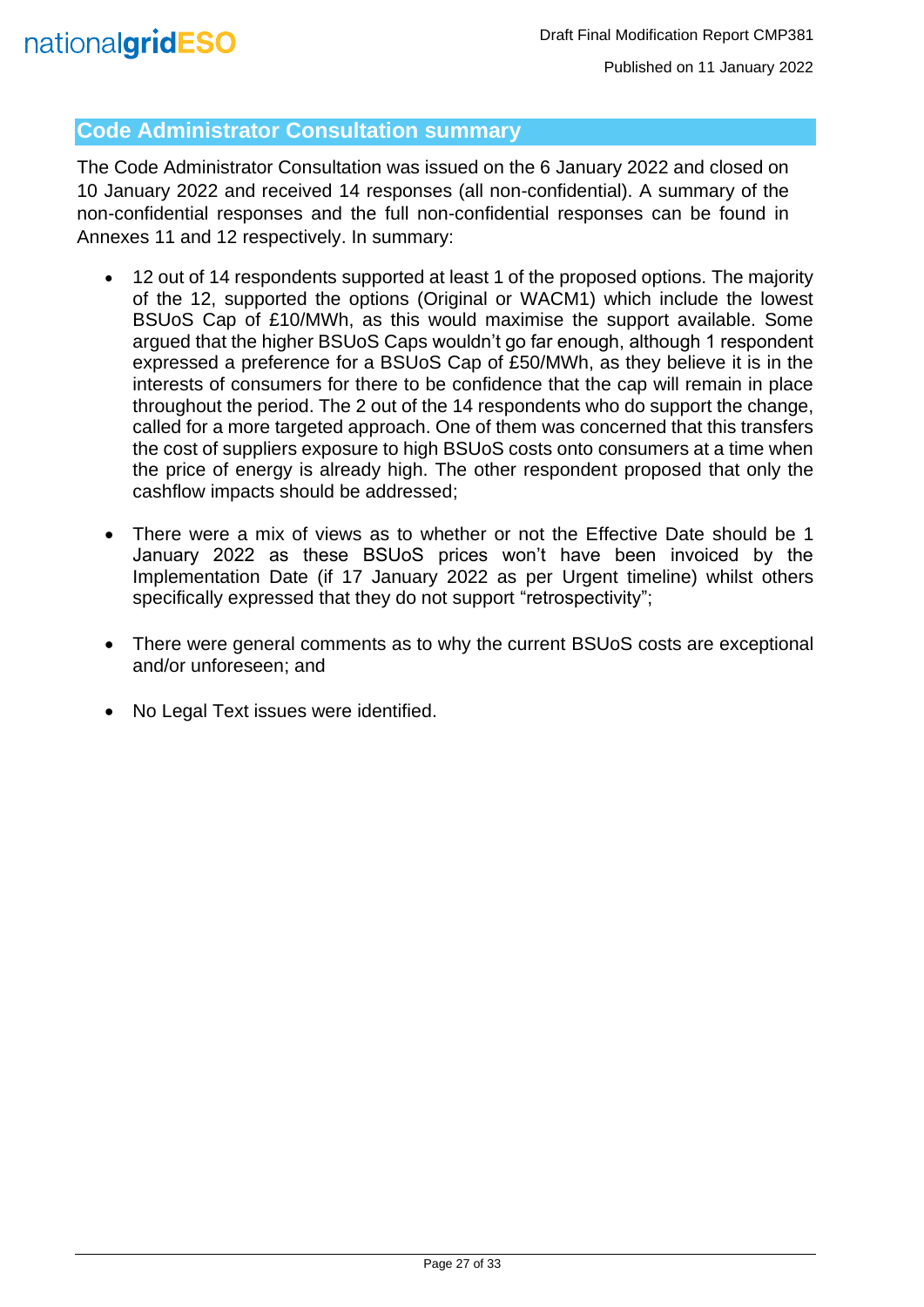## Code Administrator Consultation summary

The Code Administrator Consultation was issued on the 6 January 2022 and closed on 10 January 2022 and received 14 responses (all non-confidential). A summary of the non-confidential responses and the full non-confidential responses can be found in Annexes 11 and 12 respectively. In summary:

- 12 out of 14 respondents supported at least 1 of the proposed options. The majority of the 12, supported the options (Original or WACM1) which include the lowest BSUoS Cap of £10/MWh, as this would maximise the support available. Some argued that the higher BSUoS Caps wouldn't go far enough, although 1 respondent expressed a preference for a BSUoS Cap of £50/MWh, as they believe it is in the interests of consumers for there to be confidence that the cap will remain in place throughout the period. The 2 out of the 14 respondents who do support the change, called for a more targeted approach. One of them was concerned that this transfers the cost of suppliers exposure to high BSUoS costs onto consumers at a time when the price of energy is already high. The other respondent proposed that only the cashflow impacts should be addressed;

- There were a mix of views as to whether or not the Effective Date should be 1 January 2022 as these BSUoS prices won't have been invoiced by the Implementation Date (if 17 January 2022 as per Urgent timeline) whilst others specifically expressed that they do not support "retrospectivity";

- There were general comments as to why the current BSUoS costs are exceptional and/or unforeseen; and

- No Legal Text issues were identified.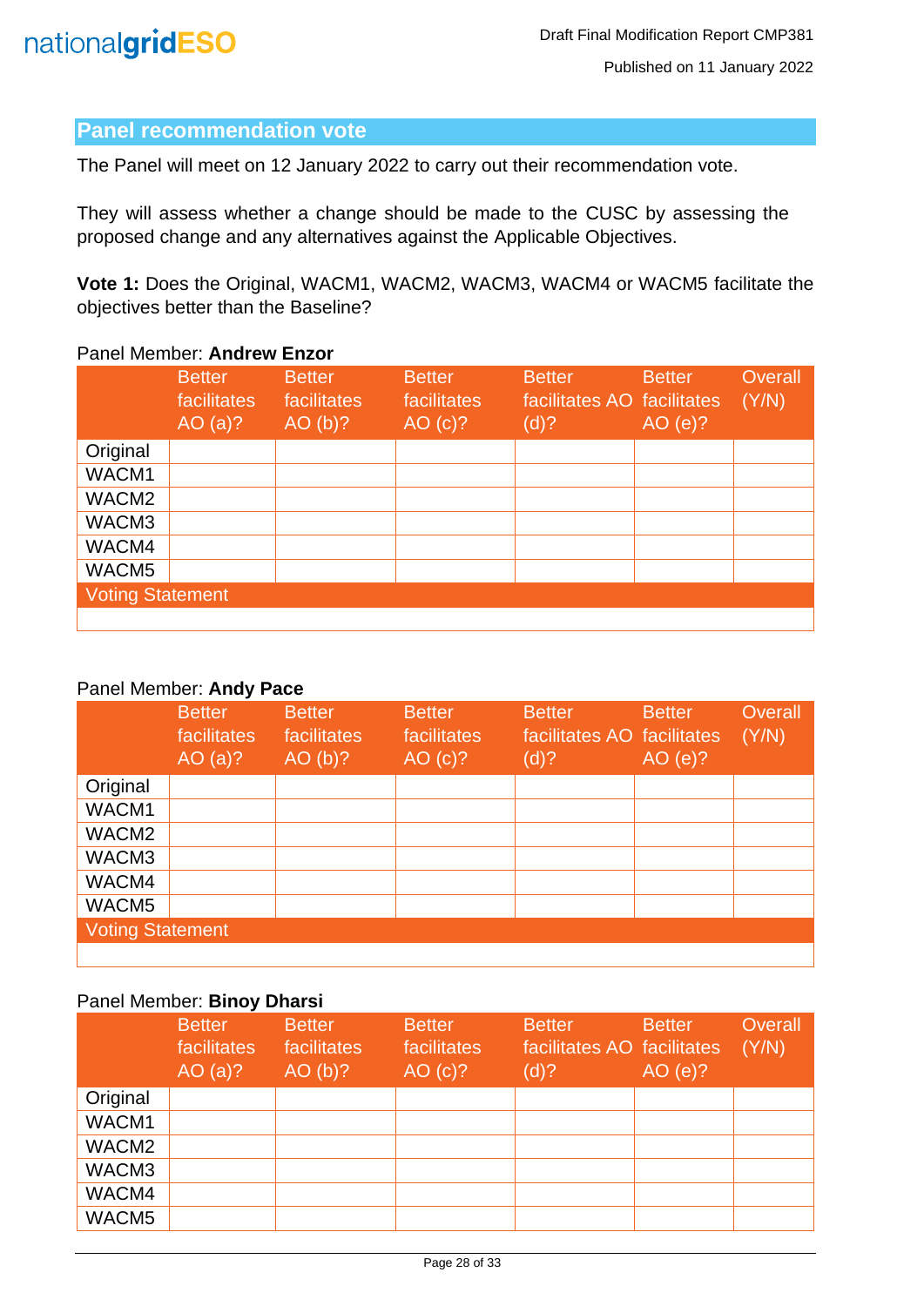## Panel recommendation vote

The Panel will meet on 12 January 2022 to carry out their recommendation vote.

They will assess whether a change should be made to the CUSC by assessing the proposed change and any alternatives against the Applicable Objectives.

**Vote 1:** Does the Original, WACM1, WACM2, WACM3, WACM4 or WACM5 facilitate the objectives better than the Baseline?

Panel Member: **Andrew Enzor**

| | Better facilitates AO (a)? | Better facilitates AO (b)? | Better facilitates AO (c)? | Better facilitates AO (d)? | Better facilitates AO (e)? | Overall (Y/N) |
|---|---|---|---|---|---|---|
| Original | | | | | | |
| WACM1 | | | | | | |
| WACM2 | | | | | | |
| WACM3 | | | | | | |
| WACM4 | | | | | | |
| WACM5 | | | | | | |
| Voting Statement | | | | | | |
| | | | | | | |

Panel Member: **Andy Pace**

| | Better facilitates AO (a)? | Better facilitates AO (b)? | Better facilitates AO (c)? | Better facilitates AO (d)? | Better facilitates AO (e)? | Overall (Y/N) |
|---|---|---|---|---|---|---|
| Original | | | | | | |
| WACM1 | | | | | | |
| WACM2 | | | | | | |
| WACM3 | | | | | | |
| WACM4 | | | | | | |
| WACM5 | | | | | | |
| Voting Statement | | | | | | |
| | | | | | | |

Panel Member: **Binoy Dharsi**

| | Better facilitates AO (a)? | Better facilitates AO (b)? | Better facilitates AO (c)? | Better facilitates AO (d)? | Better facilitates AO (e)? | Overall (Y/N) |
|---|---|---|---|---|---|---|
| Original | | | | | | |
| WACM1 | | | | | | |
| WACM2 | | | | | | |
| WACM3 | | | | | | |
| WACM4 | | | | | | |
| WACM5 | | | | | | |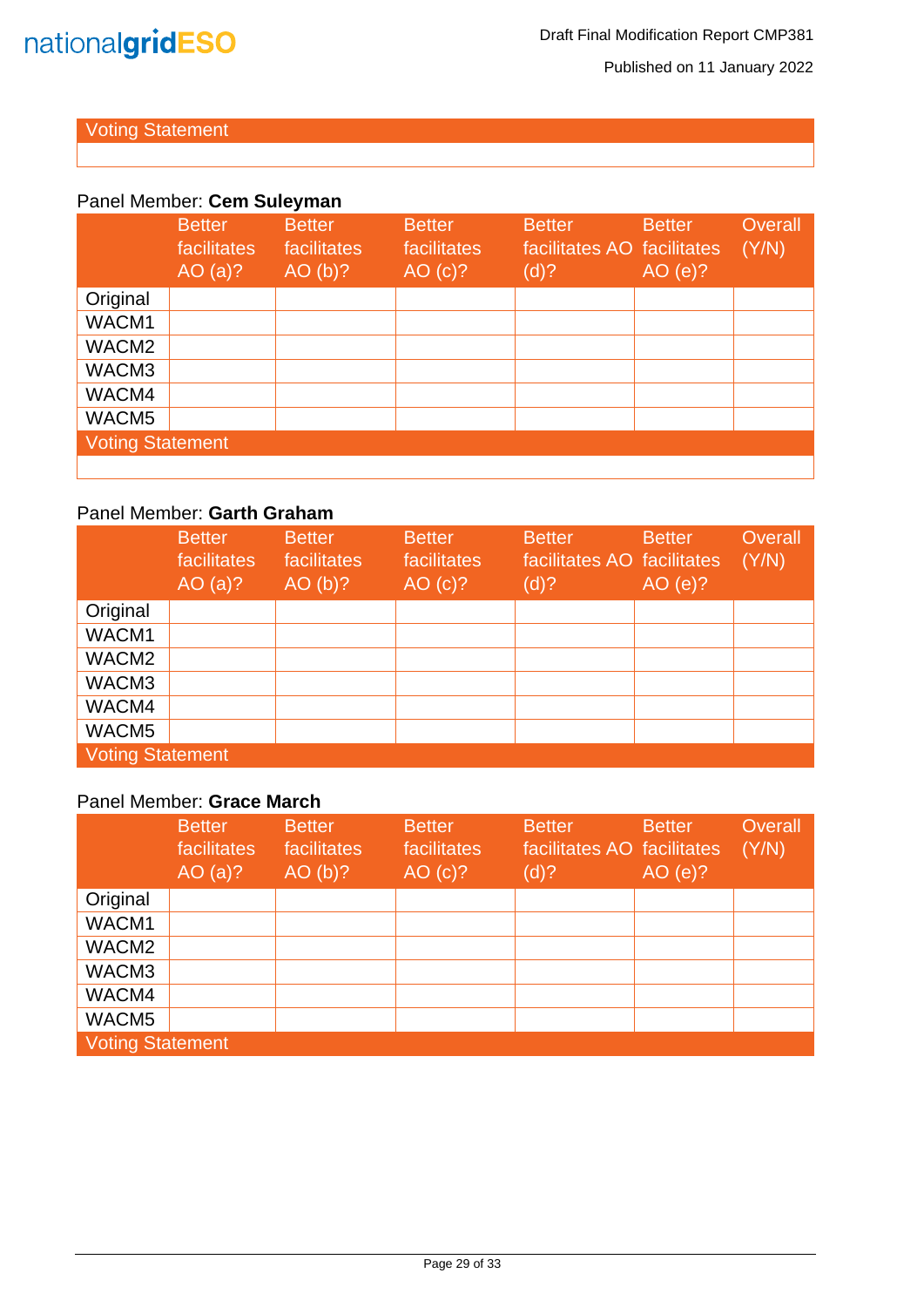Voting Statement

Panel Member: **Cem Suleyman**

| | Better facilitates AO (a)? | Better facilitates AO (b)? | Better facilitates AO (c)? | Better facilitates AO (d)? | Better facilitates AO (e)? | Overall (Y/N) |
|---|---|---|---|---|---|---|
| Original | | | | | | |
| WACM1 | | | | | | |
| WACM2 | | | | | | |
| WACM3 | | | | | | |
| WACM4 | | | | | | |
| WACM5 | | | | | | |

Voting Statement

Panel Member: **Garth Graham**

| | Better facilitates AO (a)? | Better facilitates AO (b)? | Better facilitates AO (c)? | Better facilitates AO (d)? | Better facilitates AO (e)? | Overall (Y/N) |
|---|---|---|---|---|---|---|
| Original | | | | | | |
| WACM1 | | | | | | |
| WACM2 | | | | | | |
| WACM3 | | | | | | |
| WACM4 | | | | | | |
| WACM5 | | | | | | |

Voting Statement

Panel Member: **Grace March**

| | Better facilitates AO (a)? | Better facilitates AO (b)? | Better facilitates AO (c)? | Better facilitates AO (d)? | Better facilitates AO (e)? | Overall (Y/N) |
|---|---|---|---|---|---|---|
| Original | | | | | | |
| WACM1 | | | | | | |
| WACM2 | | | | | | |
| WACM3 | | | | | | |
| WACM4 | | | | | | |
| WACM5 | | | | | | |

Voting Statement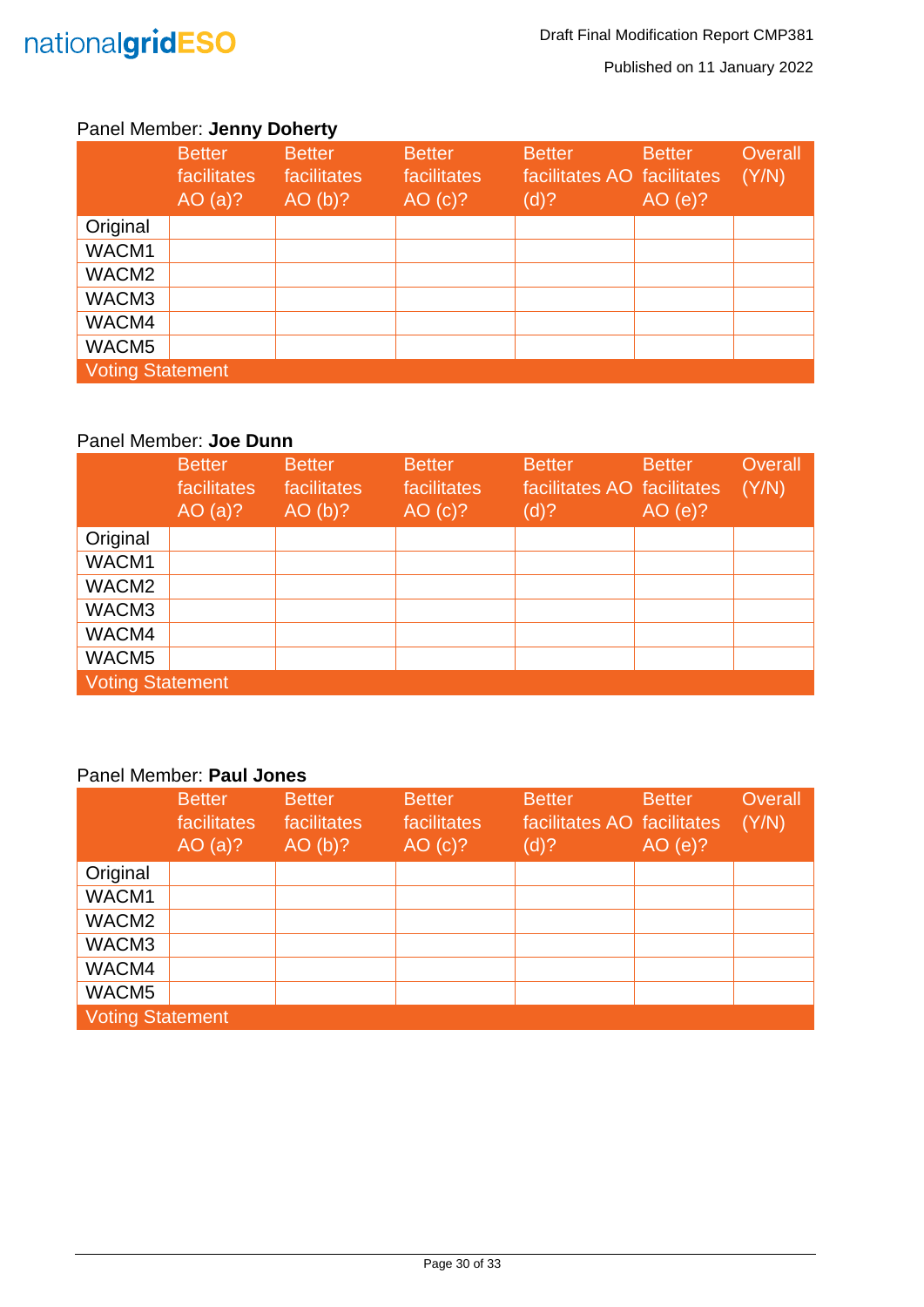Panel Member: **Jenny Doherty**

| | Better facilitates AO (a)? | Better facilitates AO (b)? | Better facilitates AO (c)? | Better facilitates AO (d)? | Better facilitates AO (e)? | Overall (Y/N) |
|---|---|---|---|---|---|---|
| Original | | | | | | |
| WACM1 | | | | | | |
| WACM2 | | | | | | |
| WACM3 | | | | | | |
| WACM4 | | | | | | |
| WACM5 | | | | | | |
| Voting Statement | | | | | | |

Panel Member: **Joe Dunn**

| | Better facilitates AO (a)? | Better facilitates AO (b)? | Better facilitates AO (c)? | Better facilitates AO (d)? | Better facilitates AO (e)? | Overall (Y/N) |
|---|---|---|---|---|---|---|
| Original | | | | | | |
| WACM1 | | | | | | |
| WACM2 | | | | | | |
| WACM3 | | | | | | |
| WACM4 | | | | | | |
| WACM5 | | | | | | |
| Voting Statement | | | | | | |

Panel Member: **Paul Jones**

| | Better facilitates AO (a)? | Better facilitates AO (b)? | Better facilitates AO (c)? | Better facilitates AO (d)? | Better facilitates AO (e)? | Overall (Y/N) |
|---|---|---|---|---|---|---|
| Original | | | | | | |
| WACM1 | | | | | | |
| WACM2 | | | | | | |
| WACM3 | | | | | | |
| WACM4 | | | | | | |
| WACM5 | | | | | | |
| Voting Statement | | | | | | |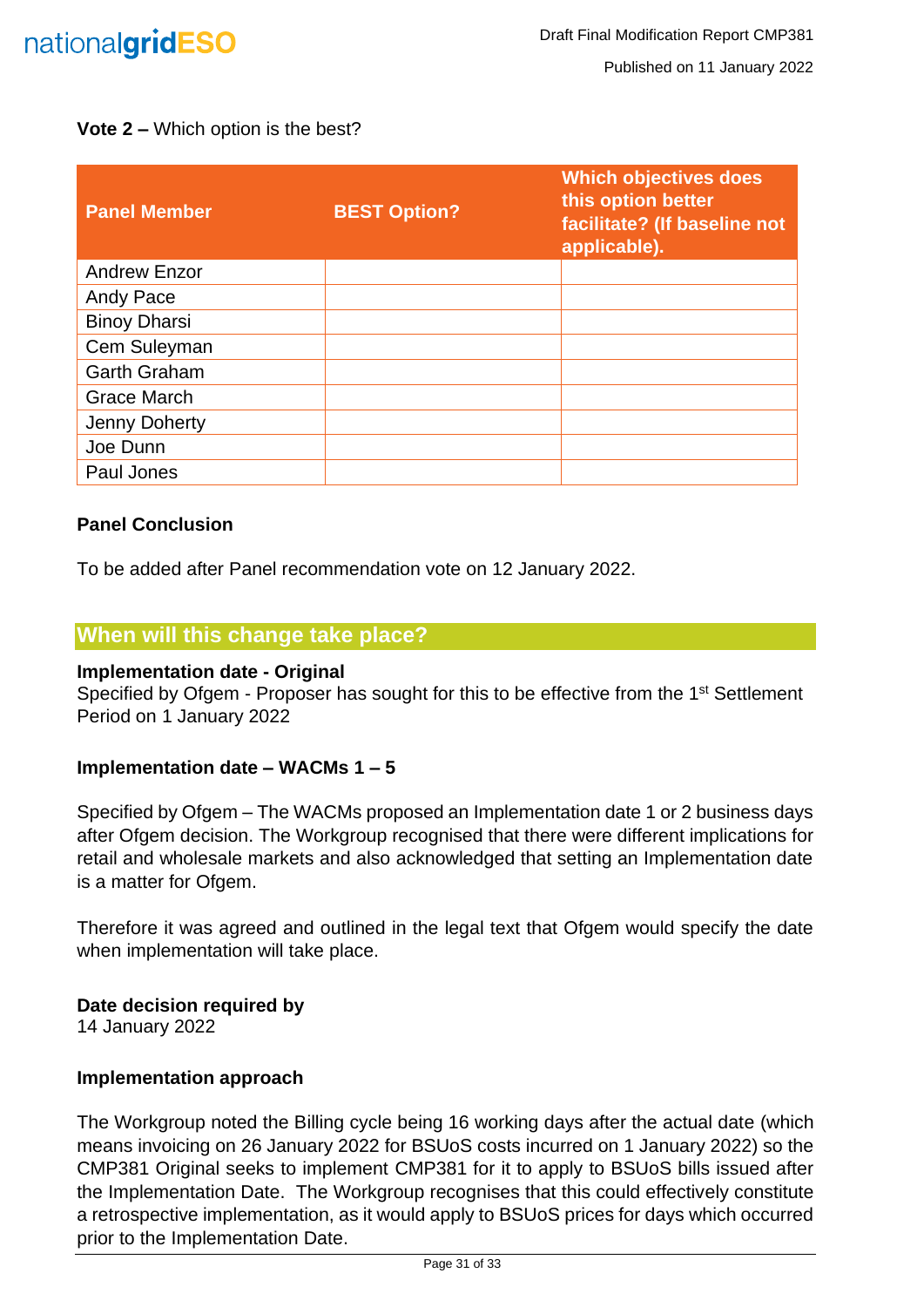**Vote 2 –** Which option is the best?

| Panel Member | BEST Option? | Which objectives does this option better facilitate? (If baseline not applicable). |
|---|---|---|
| Andrew Enzor | | |
| Andy Pace | | |
| Binoy Dharsi | | |
| Cem Suleyman | | |
| Garth Graham | | |
| Grace March | | |
| Jenny Doherty | | |
| Joe Dunn | | |
| Paul Jones | | |

**Panel Conclusion**

To be added after Panel recommendation vote on 12 January 2022.

## When will this change take place?

**Implementation date - Original**
Specified by Ofgem - Proposer has sought for this to be effective from the 1st Settlement Period on 1 January 2022

**Implementation date – WACMs 1 – 5**

Specified by Ofgem – The WACMs proposed an Implementation date 1 or 2 business days after Ofgem decision. The Workgroup recognised that there were different implications for retail and wholesale markets and also acknowledged that setting an Implementation date is a matter for Ofgem.

Therefore it was agreed and outlined in the legal text that Ofgem would specify the date when implementation will take place.

**Date decision required by**
14 January 2022

**Implementation approach**

The Workgroup noted the Billing cycle being 16 working days after the actual date (which means invoicing on 26 January 2022 for BSUoS costs incurred on 1 January 2022) so the CMP381 Original seeks to implement CMP381 for it to apply to BSUoS bills issued after the Implementation Date. The Workgroup recognises that this could effectively constitute a retrospective implementation, as it would apply to BSUoS prices for days which occurred prior to the Implementation Date.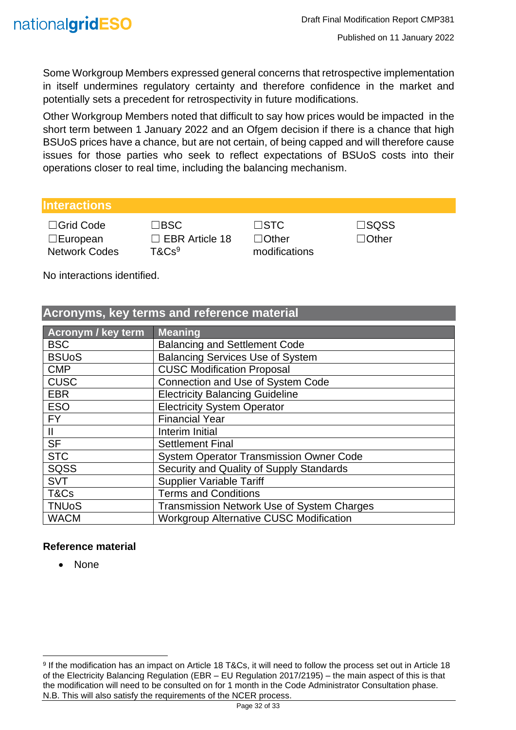Some Workgroup Members expressed general concerns that retrospective implementation in itself undermines regulatory certainty and therefore confidence in the market and potentially sets a precedent for retrospectivity in future modifications.

Other Workgroup Members noted that difficult to say how prices would be impacted in the short term between 1 January 2022 and an Ofgem decision if there is a chance that high BSUoS prices have a chance, but are not certain, of being capped and will therefore cause issues for those parties who seek to reflect expectations of BSUoS costs into their operations closer to real time, including the balancing mechanism.

## Interactions

| | | | |
|---|---|---|---|
| ☐Grid Code | ☐BSC | ☐STC | ☐SQSS |
| ☐European Network Codes | ☐ EBR Article 18 T&Cs[9] | ☐Other modifications | ☐Other |

No interactions identified.

## Acronyms, key terms and reference material

| Acronym / key term | Meaning |
|---|---|
| BSC | Balancing and Settlement Code |
| BSUoS | Balancing Services Use of System |
| CMP | CUSC Modification Proposal |
| CUSC | Connection and Use of System Code |
| EBR | Electricity Balancing Guideline |
| ESO | Electricity System Operator |
| FY | Financial Year |
| II | Interim Initial |
| SF | Settlement Final |
| STC | System Operator Transmission Owner Code |
| SQSS | Security and Quality of Supply Standards |
| SVT | Supplier Variable Tariff |
| T&Cs | Terms and Conditions |
| TNUoS | Transmission Network Use of System Charges |
| WACM | Workgroup Alternative CUSC Modification |

**Reference material**

- None

[9] If the modification has an impact on Article 18 T&Cs, it will need to follow the process set out in Article 18 of the Electricity Balancing Regulation (EBR – EU Regulation 2017/2195) – the main aspect of this is that the modification will need to be consulted on for 1 month in the Code Administrator Consultation phase. N.B. This will also satisfy the requirements of the NCER process.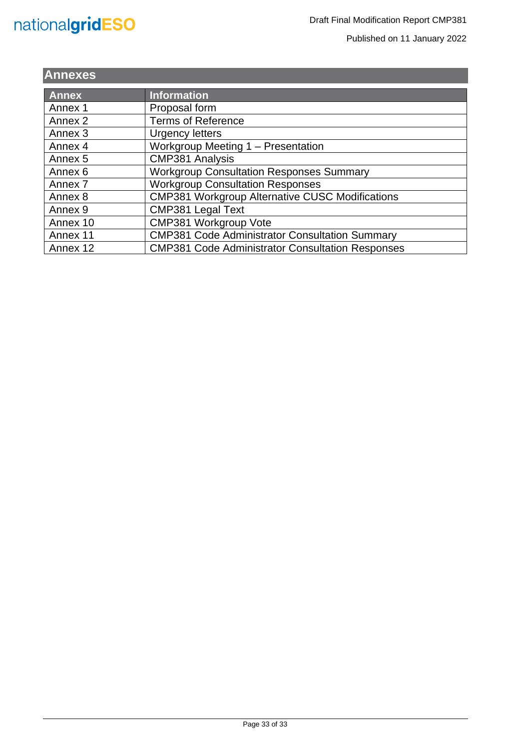## Annexes

| Annex | Information |
| --- | --- |
| Annex 1 | Proposal form |
| Annex 2 | Terms of Reference |
| Annex 3 | Urgency letters |
| Annex 4 | Workgroup Meeting 1 – Presentation |
| Annex 5 | CMP381 Analysis |
| Annex 6 | Workgroup Consultation Responses Summary |
| Annex 7 | Workgroup Consultation Responses |
| Annex 8 | CMP381 Workgroup Alternative CUSC Modifications |
| Annex 9 | CMP381 Legal Text |
| Annex 10 | CMP381 Workgroup Vote |
| Annex 11 | CMP381 Code Administrator Consultation Summary |
| Annex 12 | CMP381 Code Administrator Consultation Responses |